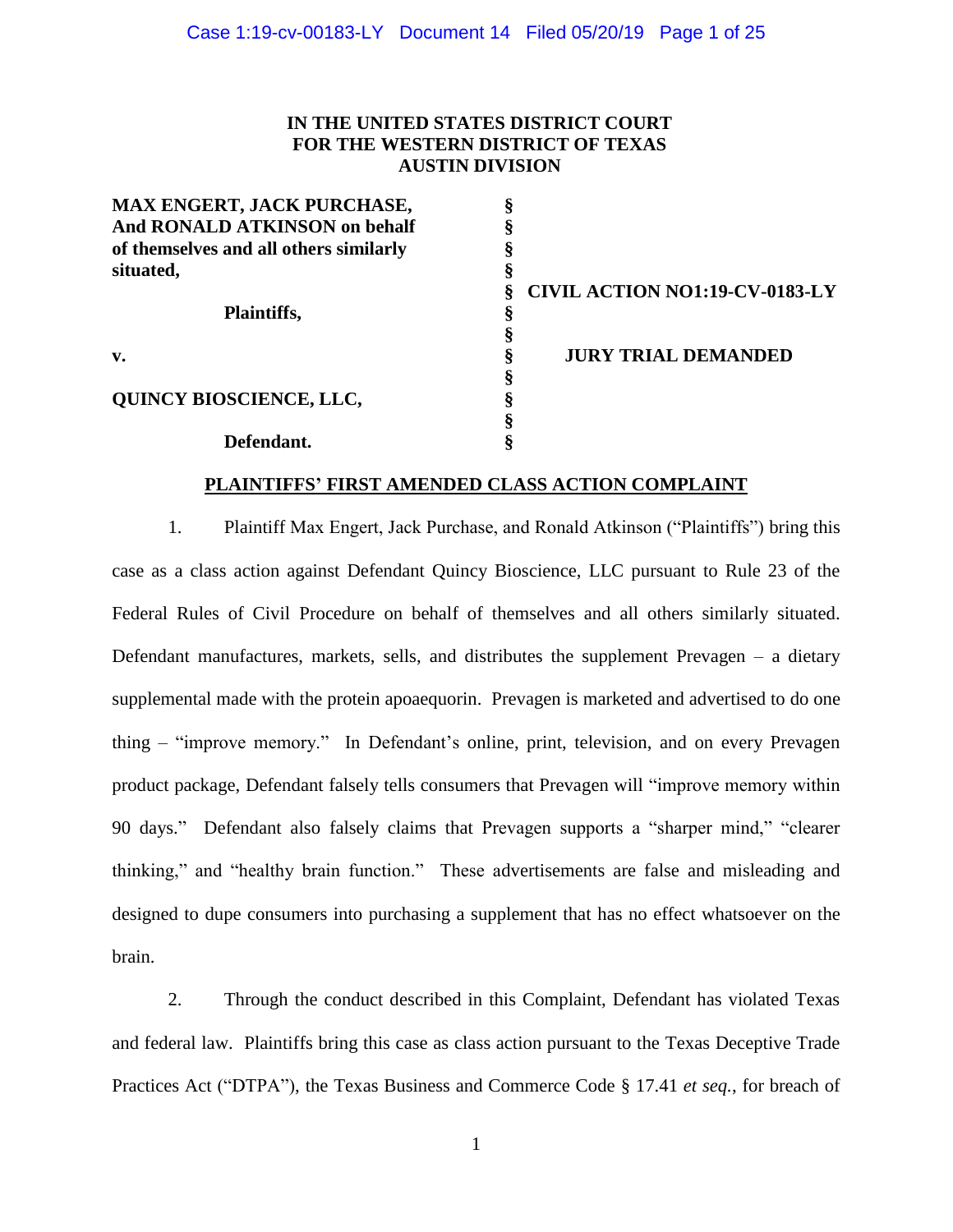**IN THE UNITED STATES DISTRICT COURT**
**FOR THE WESTERN DISTRICT OF TEXAS**
**AUSTIN DIVISION**

| | | |
|---|---|---|
| **MAX ENGERT, JACK PURCHASE, And RONALD ATKINSON on behalf of themselves and all others similarly situated,** | § | |
| | § | **CIVIL ACTION NO1:19-CV-0183-LY** |
| **Plaintiffs,** | § | |
| **v.** | § | **JURY TRIAL DEMANDED** |
| **QUINCY BIOSCIENCE, LLC,** | § | |
| **Defendant.** | § | |

## PLAINTIFFS' FIRST AMENDED CLASS ACTION COMPLAINT

1. Plaintiff Max Engert, Jack Purchase, and Ronald Atkinson ("Plaintiffs") bring this case as a class action against Defendant Quincy Bioscience, LLC pursuant to Rule 23 of the Federal Rules of Civil Procedure on behalf of themselves and all others similarly situated. Defendant manufactures, markets, sells, and distributes the supplement Prevagen – a dietary supplemental made with the protein apoaequorin. Prevagen is marketed and advertised to do one thing – "improve memory." In Defendant's online, print, television, and on every Prevagen product package, Defendant falsely tells consumers that Prevagen will "improve memory within 90 days." Defendant also falsely claims that Prevagen supports a "sharper mind," "clearer thinking," and "healthy brain function." These advertisements are false and misleading and designed to dupe consumers into purchasing a supplement that has no effect whatsoever on the brain.

2. Through the conduct described in this Complaint, Defendant has violated Texas and federal law. Plaintiffs bring this case as class action pursuant to the Texas Deceptive Trade Practices Act ("DTPA"), the Texas Business and Commerce Code § 17.41 *et seq.*, for breach of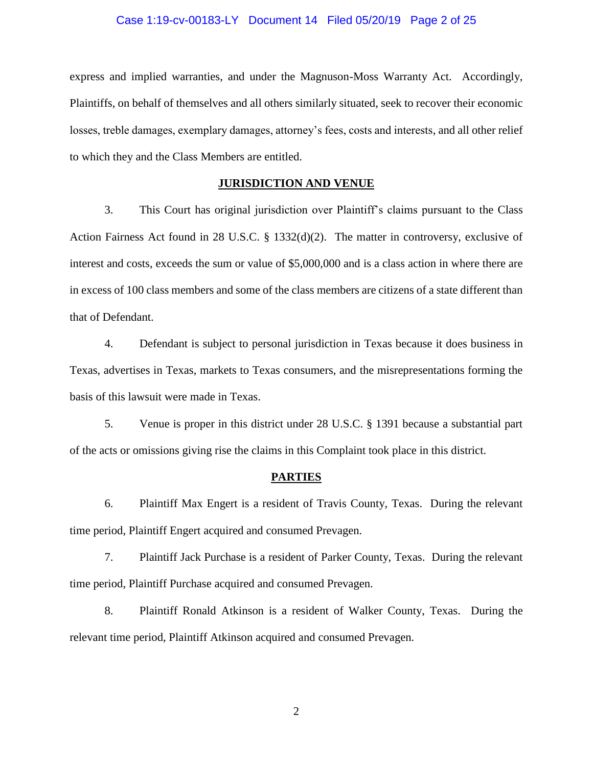express and implied warranties, and under the Magnuson-Moss Warranty Act. Accordingly, Plaintiffs, on behalf of themselves and all others similarly situated, seek to recover their economic losses, treble damages, exemplary damages, attorney's fees, costs and interests, and all other relief to which they and the Class Members are entitled.

## JURISDICTION AND VENUE

3. This Court has original jurisdiction over Plaintiff's claims pursuant to the Class Action Fairness Act found in 28 U.S.C. § 1332(d)(2). The matter in controversy, exclusive of interest and costs, exceeds the sum or value of $5,000,000 and is a class action in where there are in excess of 100 class members and some of the class members are citizens of a state different than that of Defendant.

4. Defendant is subject to personal jurisdiction in Texas because it does business in Texas, advertises in Texas, markets to Texas consumers, and the misrepresentations forming the basis of this lawsuit were made in Texas.

5. Venue is proper in this district under 28 U.S.C. § 1391 because a substantial part of the acts or omissions giving rise the claims in this Complaint took place in this district.

## PARTIES

6. Plaintiff Max Engert is a resident of Travis County, Texas. During the relevant time period, Plaintiff Engert acquired and consumed Prevagen.

7. Plaintiff Jack Purchase is a resident of Parker County, Texas. During the relevant time period, Plaintiff Purchase acquired and consumed Prevagen.

8. Plaintiff Ronald Atkinson is a resident of Walker County, Texas. During the relevant time period, Plaintiff Atkinson acquired and consumed Prevagen.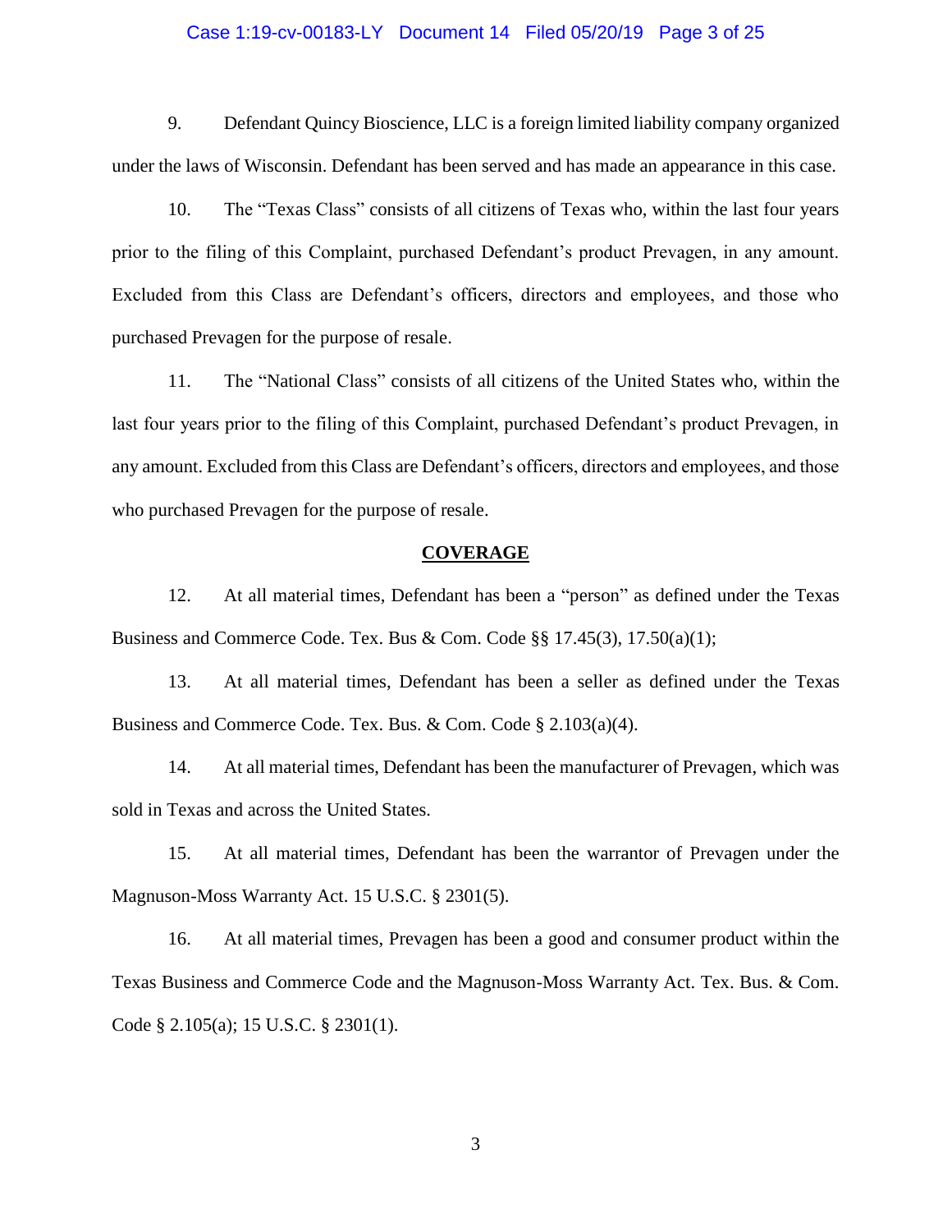9. Defendant Quincy Bioscience, LLC is a foreign limited liability company organized under the laws of Wisconsin. Defendant has been served and has made an appearance in this case.

10. The "Texas Class" consists of all citizens of Texas who, within the last four years prior to the filing of this Complaint, purchased Defendant's product Prevagen, in any amount. Excluded from this Class are Defendant's officers, directors and employees, and those who purchased Prevagen for the purpose of resale.

11. The "National Class" consists of all citizens of the United States who, within the last four years prior to the filing of this Complaint, purchased Defendant's product Prevagen, in any amount. Excluded from this Class are Defendant's officers, directors and employees, and those who purchased Prevagen for the purpose of resale.

## COVERAGE

12. At all material times, Defendant has been a "person" as defined under the Texas Business and Commerce Code. Tex. Bus & Com. Code §§ 17.45(3), 17.50(a)(1);

13. At all material times, Defendant has been a seller as defined under the Texas Business and Commerce Code. Tex. Bus. & Com. Code § 2.103(a)(4).

14. At all material times, Defendant has been the manufacturer of Prevagen, which was sold in Texas and across the United States.

15. At all material times, Defendant has been the warrantor of Prevagen under the Magnuson-Moss Warranty Act. 15 U.S.C. § 2301(5).

16. At all material times, Prevagen has been a good and consumer product within the Texas Business and Commerce Code and the Magnuson-Moss Warranty Act. Tex. Bus. & Com. Code § 2.105(a); 15 U.S.C. § 2301(1).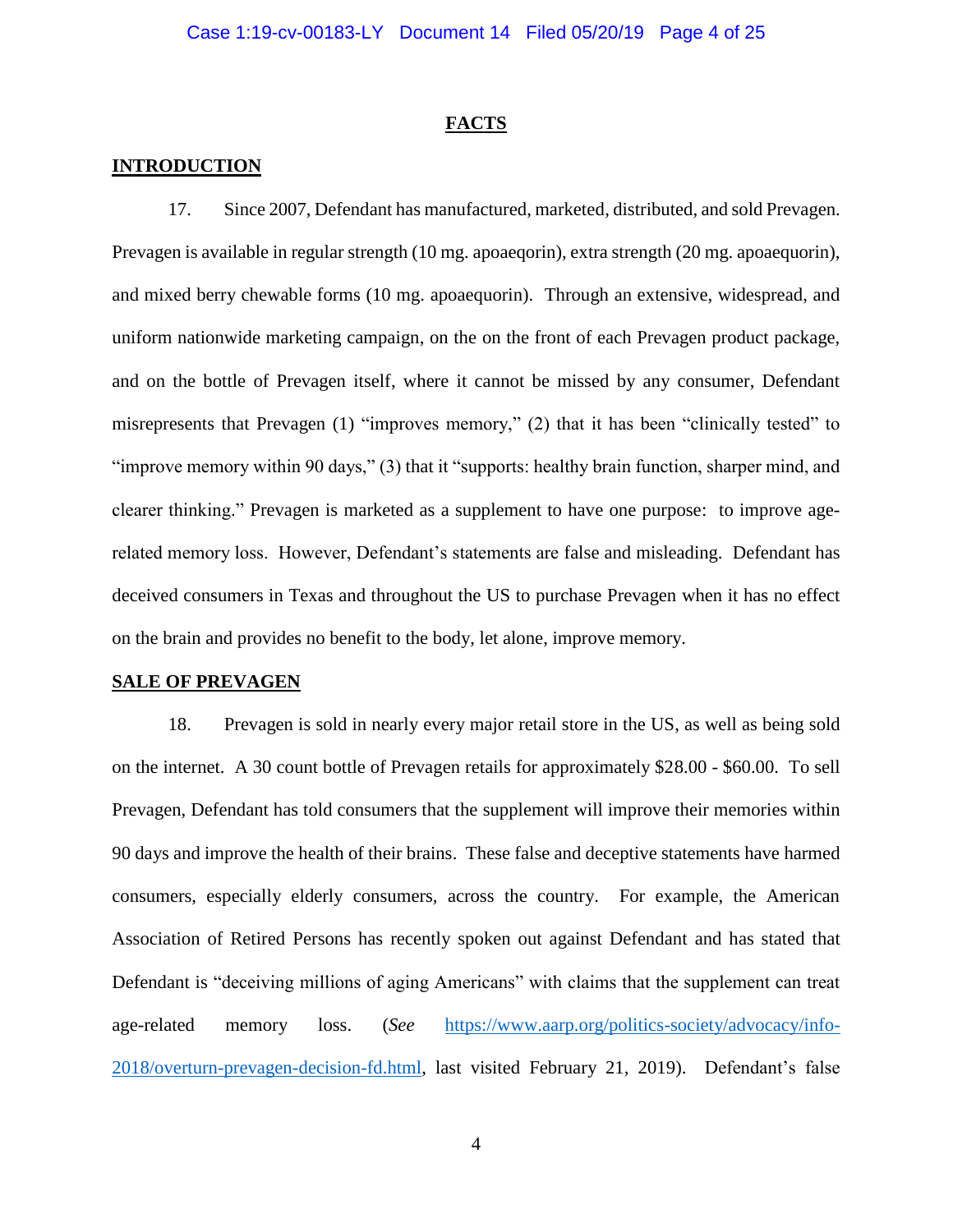## FACTS

### INTRODUCTION

17. Since 2007, Defendant has manufactured, marketed, distributed, and sold Prevagen. Prevagen is available in regular strength (10 mg. apoaeqorin), extra strength (20 mg. apoaequorin), and mixed berry chewable forms (10 mg. apoaequorin). Through an extensive, widespread, and uniform nationwide marketing campaign, on the on the front of each Prevagen product package, and on the bottle of Prevagen itself, where it cannot be missed by any consumer, Defendant misrepresents that Prevagen (1) "improves memory," (2) that it has been "clinically tested" to "improve memory within 90 days," (3) that it "supports: healthy brain function, sharper mind, and clearer thinking." Prevagen is marketed as a supplement to have one purpose: to improve age-related memory loss. However, Defendant's statements are false and misleading. Defendant has deceived consumers in Texas and throughout the US to purchase Prevagen when it has no effect on the brain and provides no benefit to the body, let alone, improve memory.

### SALE OF PREVAGEN

18. Prevagen is sold in nearly every major retail store in the US, as well as being sold on the internet. A 30 count bottle of Prevagen retails for approximately $28.00 - $60.00. To sell Prevagen, Defendant has told consumers that the supplement will improve their memories within 90 days and improve the health of their brains. These false and deceptive statements have harmed consumers, especially elderly consumers, across the country. For example, the American Association of Retired Persons has recently spoken out against Defendant and has stated that Defendant is "deceiving millions of aging Americans" with claims that the supplement can treat age-related memory loss. (*See* https://www.aarp.org/politics-society/advocacy/info-2018/overturn-prevagen-decision-fd.html, last visited February 21, 2019). Defendant's false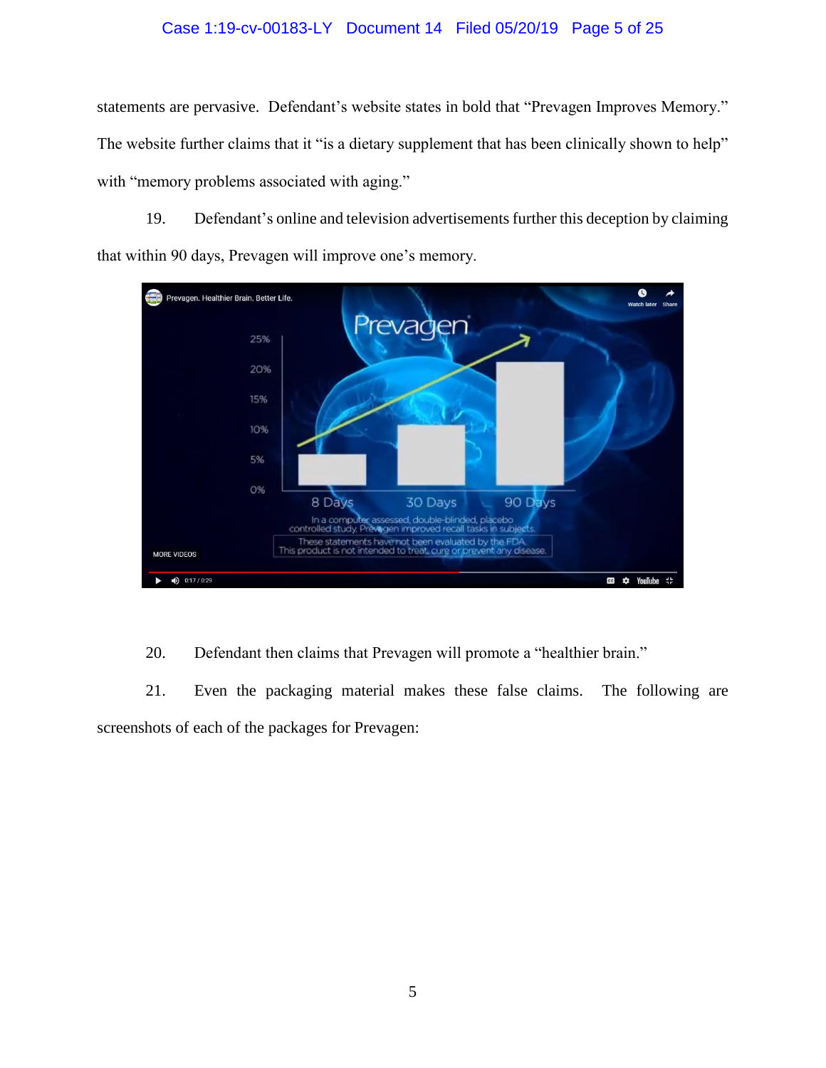statements are pervasive. Defendant's website states in bold that "Prevagen Improves Memory." The website further claims that it "is a dietary supplement that has been clinically shown to help" with "memory problems associated with aging."

19. Defendant's online and television advertisements further this deception by claiming that within 90 days, Prevagen will improve one's memory.

20. Defendant then claims that Prevagen will promote a "healthier brain."

21. Even the packaging material makes these false claims. The following are screenshots of each of the packages for Prevagen: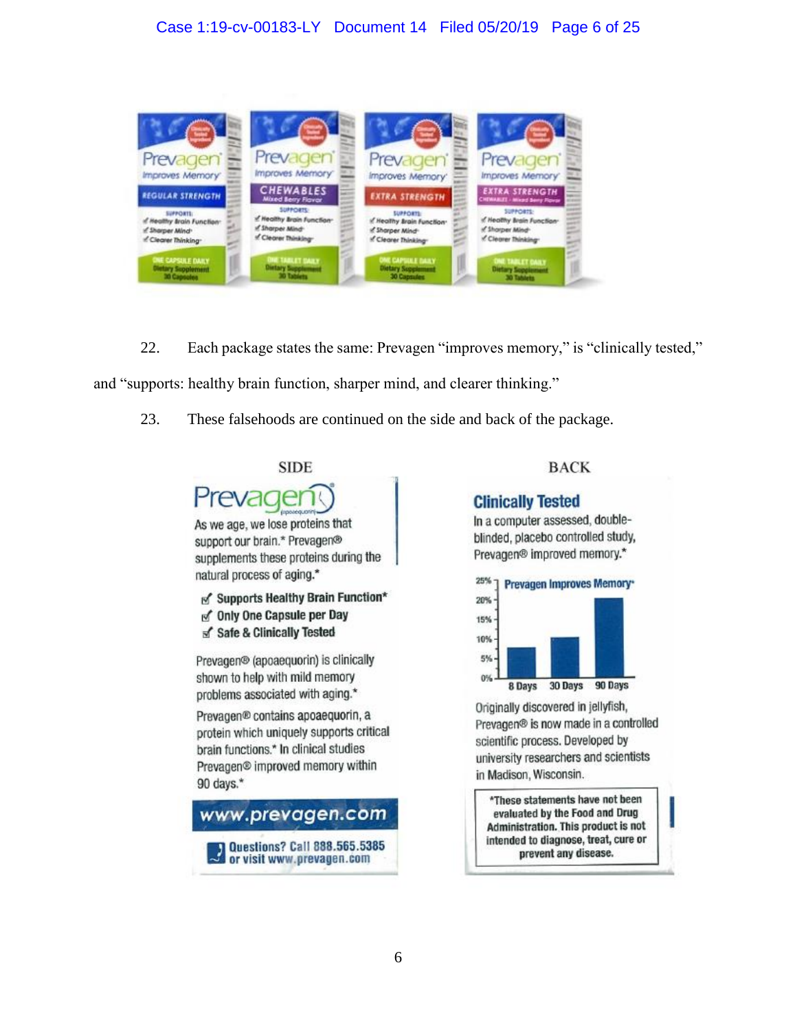22. Each package states the same: Prevagen "improves memory," is "clinically tested," and "supports: healthy brain function, sharper mind, and clearer thinking."

23. These falsehoods are continued on the side and back of the package.

SIDE

Prevagen (apoaequorin)

As we age, we lose proteins that support our brain.* Prevagen® supplements these proteins during the natural process of aging.*

- Supports Healthy Brain Function*
- Only One Capsule per Day
- Safe & Clinically Tested

Prevagen® (apoaequorin) is clinically shown to help with mild memory problems associated with aging.*

Prevagen® contains apoaequorin, a protein which uniquely supports critical brain functions.* In clinical studies Prevagen® improved memory within 90 days.*

www.prevagen.com

Questions? Call 888.565.5385 or visit www.prevagen.com

BACK

**Clinically Tested**

In a computer assessed, double-blinded, placebo controlled study, Prevagen® improved memory.*

Prevagen Improves Memory*

0% 5% 10% 15% 20% 25%

8 Days 30 Days 90 Days

Originally discovered in jellyfish, Prevagen® is now made in a controlled scientific process. Developed by university researchers and scientists in Madison, Wisconsin.

*These statements have not been evaluated by the Food and Drug Administration. This product is not intended to diagnose, treat, cure or prevent any disease.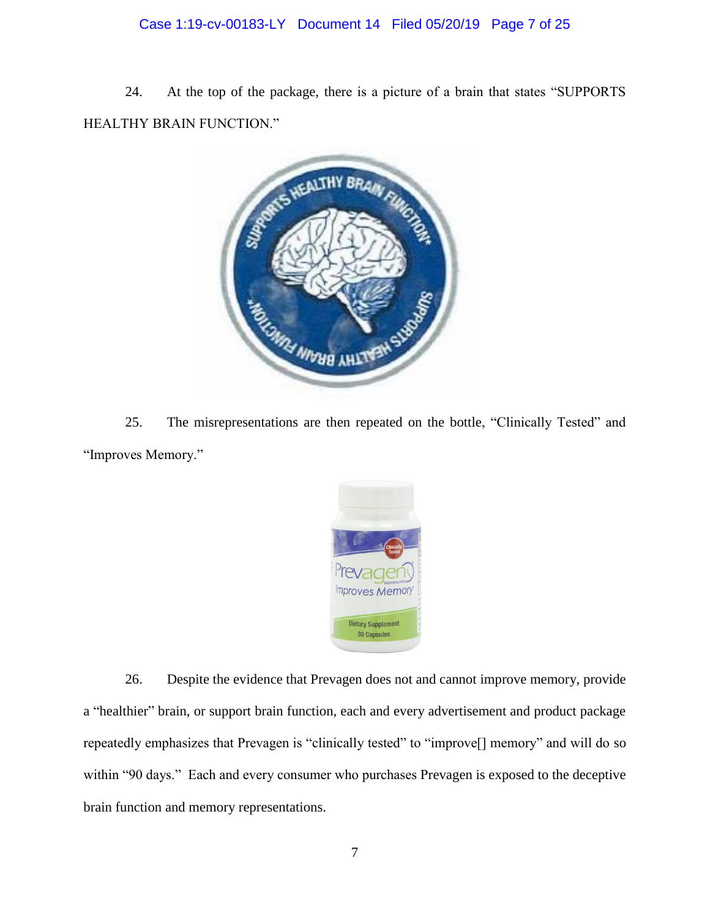24. At the top of the package, there is a picture of a brain that states "SUPPORTS HEALTHY BRAIN FUNCTION."

25. The misrepresentations are then repeated on the bottle, "Clinically Tested" and "Improves Memory."

26. Despite the evidence that Prevagen does not and cannot improve memory, provide a "healthier" brain, or support brain function, each and every advertisement and product package repeatedly emphasizes that Prevagen is "clinically tested" to "improve[] memory" and will do so within "90 days." Each and every consumer who purchases Prevagen is exposed to the deceptive brain function and memory representations.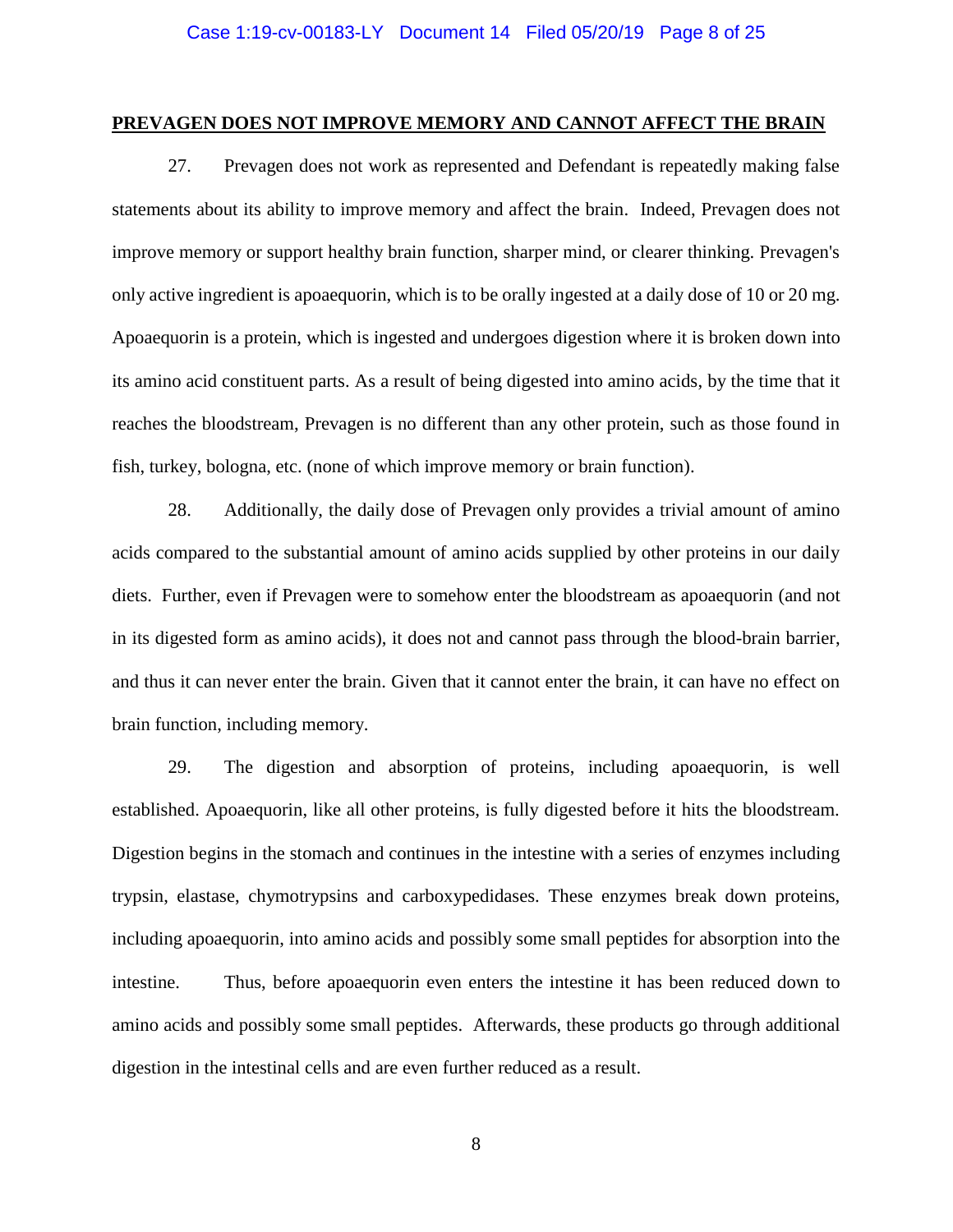**PREVAGEN DOES NOT IMPROVE MEMORY AND CANNOT AFFECT THE BRAIN**

27. Prevagen does not work as represented and Defendant is repeatedly making false statements about its ability to improve memory and affect the brain. Indeed, Prevagen does not improve memory or support healthy brain function, sharper mind, or clearer thinking. Prevagen's only active ingredient is apoaequorin, which is to be orally ingested at a daily dose of 10 or 20 mg. Apoaequorin is a protein, which is ingested and undergoes digestion where it is broken down into its amino acid constituent parts. As a result of being digested into amino acids, by the time that it reaches the bloodstream, Prevagen is no different than any other protein, such as those found in fish, turkey, bologna, etc. (none of which improve memory or brain function).

28. Additionally, the daily dose of Prevagen only provides a trivial amount of amino acids compared to the substantial amount of amino acids supplied by other proteins in our daily diets. Further, even if Prevagen were to somehow enter the bloodstream as apoaequorin (and not in its digested form as amino acids), it does not and cannot pass through the blood-brain barrier, and thus it can never enter the brain. Given that it cannot enter the brain, it can have no effect on brain function, including memory.

29. The digestion and absorption of proteins, including apoaequorin, is well established. Apoaequorin, like all other proteins, is fully digested before it hits the bloodstream. Digestion begins in the stomach and continues in the intestine with a series of enzymes including trypsin, elastase, chymotrypsins and carboxypedidases. These enzymes break down proteins, including apoaequorin, into amino acids and possibly some small peptides for absorption into the intestine. Thus, before apoaequorin even enters the intestine it has been reduced down to amino acids and possibly some small peptides. Afterwards, these products go through additional digestion in the intestinal cells and are even further reduced as a result.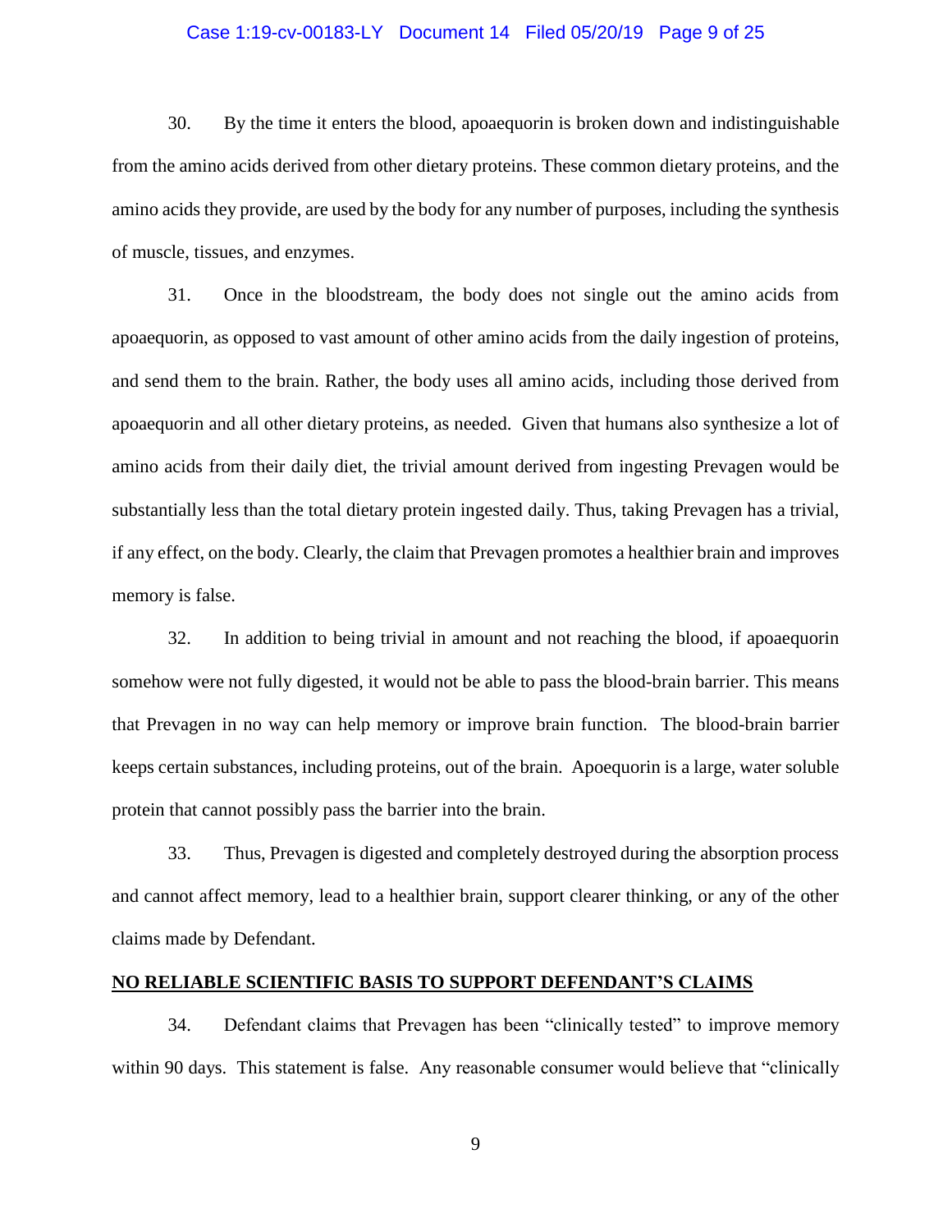30. By the time it enters the blood, apoaequorin is broken down and indistinguishable from the amino acids derived from other dietary proteins. These common dietary proteins, and the amino acids they provide, are used by the body for any number of purposes, including the synthesis of muscle, tissues, and enzymes.

31. Once in the bloodstream, the body does not single out the amino acids from apoaequorin, as opposed to vast amount of other amino acids from the daily ingestion of proteins, and send them to the brain. Rather, the body uses all amino acids, including those derived from apoaequorin and all other dietary proteins, as needed. Given that humans also synthesize a lot of amino acids from their daily diet, the trivial amount derived from ingesting Prevagen would be substantially less than the total dietary protein ingested daily. Thus, taking Prevagen has a trivial, if any effect, on the body. Clearly, the claim that Prevagen promotes a healthier brain and improves memory is false.

32. In addition to being trivial in amount and not reaching the blood, if apoaequorin somehow were not fully digested, it would not be able to pass the blood-brain barrier. This means that Prevagen in no way can help memory or improve brain function. The blood-brain barrier keeps certain substances, including proteins, out of the brain. Apoequorin is a large, water soluble protein that cannot possibly pass the barrier into the brain.

33. Thus, Prevagen is digested and completely destroyed during the absorption process and cannot affect memory, lead to a healthier brain, support clearer thinking, or any of the other claims made by Defendant.

**<u>NO RELIABLE SCIENTIFIC BASIS TO SUPPORT DEFENDANT'S CLAIMS</u>**

34. Defendant claims that Prevagen has been "clinically tested" to improve memory within 90 days. This statement is false. Any reasonable consumer would believe that "clinically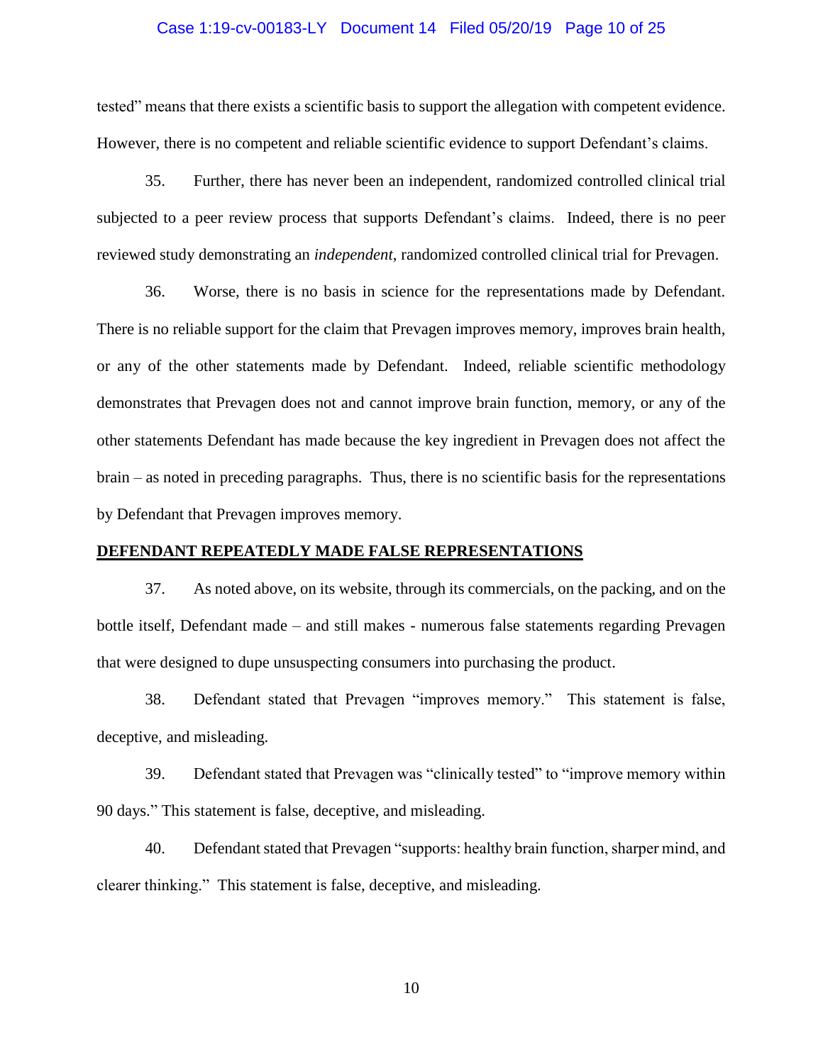tested" means that there exists a scientific basis to support the allegation with competent evidence. However, there is no competent and reliable scientific evidence to support Defendant's claims.

35. Further, there has never been an independent, randomized controlled clinical trial subjected to a peer review process that supports Defendant's claims. Indeed, there is no peer reviewed study demonstrating an *independent*, randomized controlled clinical trial for Prevagen.

36. Worse, there is no basis in science for the representations made by Defendant. There is no reliable support for the claim that Prevagen improves memory, improves brain health, or any of the other statements made by Defendant. Indeed, reliable scientific methodology demonstrates that Prevagen does not and cannot improve brain function, memory, or any of the other statements Defendant has made because the key ingredient in Prevagen does not affect the brain – as noted in preceding paragraphs. Thus, there is no scientific basis for the representations by Defendant that Prevagen improves memory.

**DEFENDANT REPEATEDLY MADE FALSE REPRESENTATIONS**

37. As noted above, on its website, through its commercials, on the packing, and on the bottle itself, Defendant made – and still makes - numerous false statements regarding Prevagen that were designed to dupe unsuspecting consumers into purchasing the product.

38. Defendant stated that Prevagen "improves memory." This statement is false, deceptive, and misleading.

39. Defendant stated that Prevagen was "clinically tested" to "improve memory within 90 days." This statement is false, deceptive, and misleading.

40. Defendant stated that Prevagen "supports: healthy brain function, sharper mind, and clearer thinking." This statement is false, deceptive, and misleading.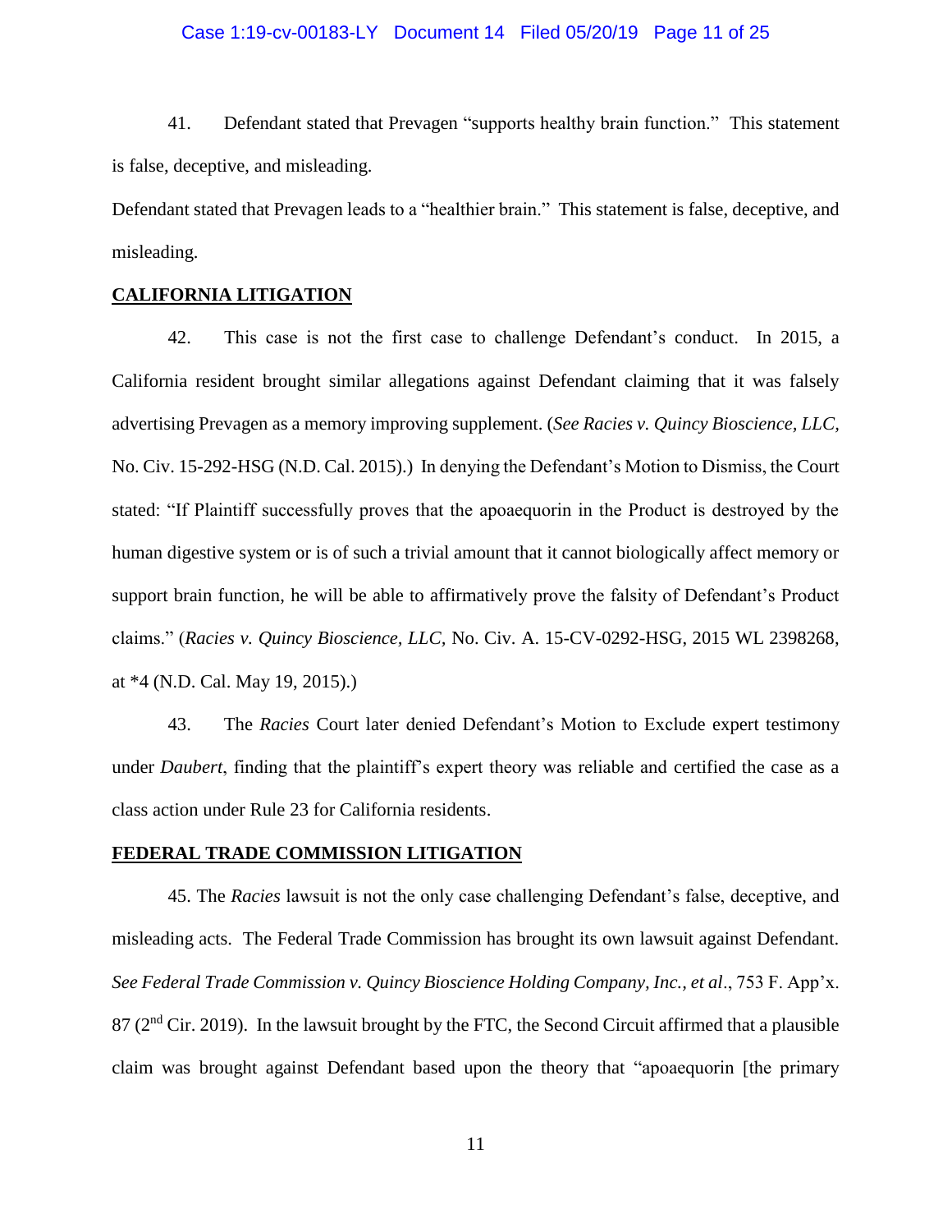41. Defendant stated that Prevagen "supports healthy brain function." This statement is false, deceptive, and misleading.

Defendant stated that Prevagen leads to a "healthier brain." This statement is false, deceptive, and misleading.

**CALIFORNIA LITIGATION**

42. This case is not the first case to challenge Defendant's conduct. In 2015, a California resident brought similar allegations against Defendant claiming that it was falsely advertising Prevagen as a memory improving supplement. (*See Racies v. Quincy Bioscience, LLC*, No. Civ. 15-292-HSG (N.D. Cal. 2015).) In denying the Defendant's Motion to Dismiss, the Court stated: "If Plaintiff successfully proves that the apoaequorin in the Product is destroyed by the human digestive system or is of such a trivial amount that it cannot biologically affect memory or support brain function, he will be able to affirmatively prove the falsity of Defendant's Product claims." (*Racies v. Quincy Bioscience, LLC*, No. Civ. A. 15-CV-0292-HSG, 2015 WL 2398268, at *4 (N.D. Cal. May 19, 2015).)

43. The *Racies* Court later denied Defendant's Motion to Exclude expert testimony under *Daubert*, finding that the plaintiff's expert theory was reliable and certified the case as a class action under Rule 23 for California residents.

**FEDERAL TRADE COMMISSION LITIGATION**

45. The *Racies* lawsuit is not the only case challenging Defendant's false, deceptive, and misleading acts. The Federal Trade Commission has brought its own lawsuit against Defendant. *See Federal Trade Commission v. Quincy Bioscience Holding Company, Inc., et al*., 753 F. App'x. 87 (2nd Cir. 2019). In the lawsuit brought by the FTC, the Second Circuit affirmed that a plausible claim was brought against Defendant based upon the theory that "apoaequorin [the primary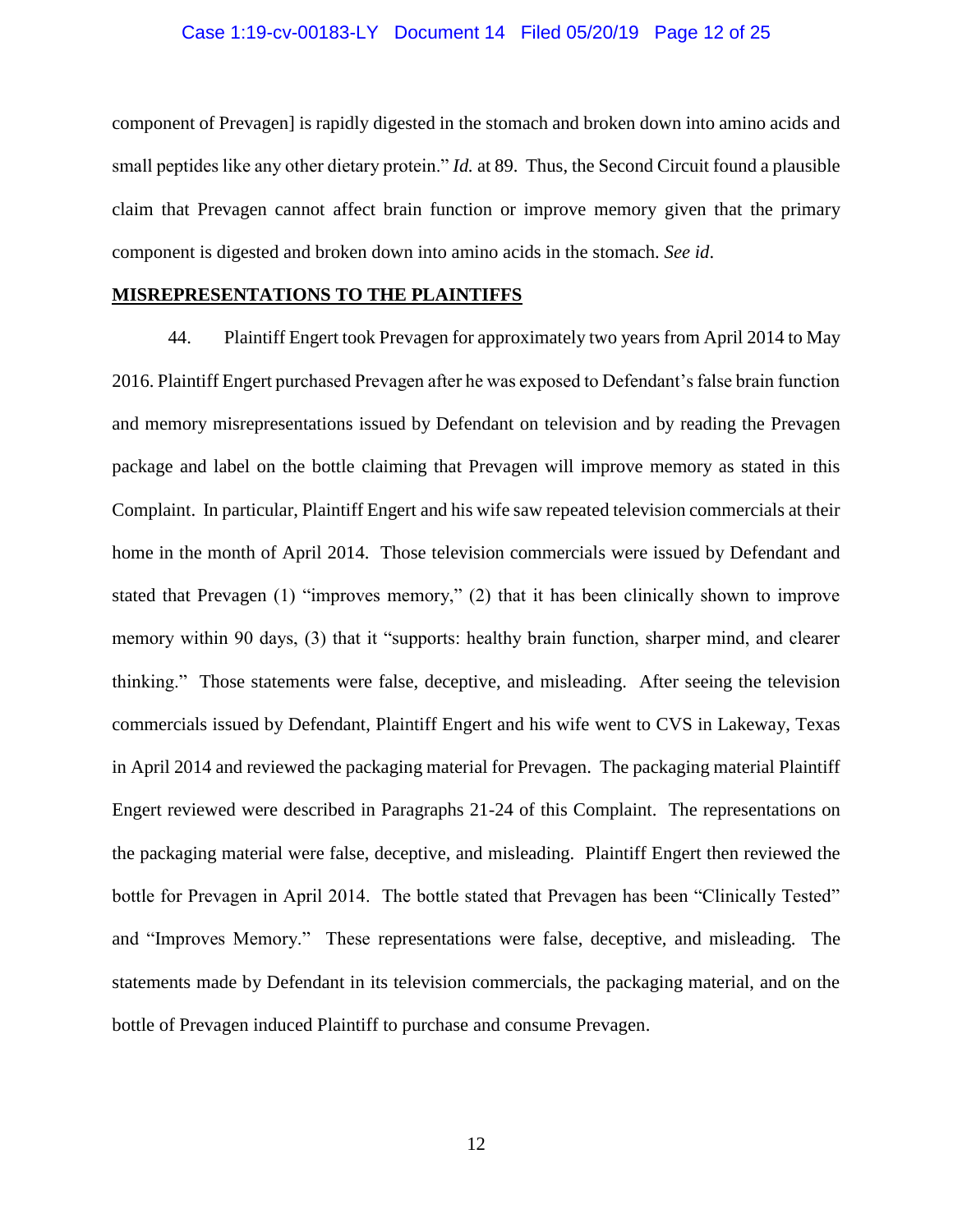component of Prevagen] is rapidly digested in the stomach and broken down into amino acids and small peptides like any other dietary protein." *Id.* at 89. Thus, the Second Circuit found a plausible claim that Prevagen cannot affect brain function or improve memory given that the primary component is digested and broken down into amino acids in the stomach. *See id*.

**MISREPRESENTATIONS TO THE PLAINTIFFS**

44. Plaintiff Engert took Prevagen for approximately two years from April 2014 to May 2016. Plaintiff Engert purchased Prevagen after he was exposed to Defendant's false brain function and memory misrepresentations issued by Defendant on television and by reading the Prevagen package and label on the bottle claiming that Prevagen will improve memory as stated in this Complaint. In particular, Plaintiff Engert and his wife saw repeated television commercials at their home in the month of April 2014. Those television commercials were issued by Defendant and stated that Prevagen (1) "improves memory," (2) that it has been clinically shown to improve memory within 90 days, (3) that it "supports: healthy brain function, sharper mind, and clearer thinking." Those statements were false, deceptive, and misleading. After seeing the television commercials issued by Defendant, Plaintiff Engert and his wife went to CVS in Lakeway, Texas in April 2014 and reviewed the packaging material for Prevagen. The packaging material Plaintiff Engert reviewed were described in Paragraphs 21-24 of this Complaint. The representations on the packaging material were false, deceptive, and misleading. Plaintiff Engert then reviewed the bottle for Prevagen in April 2014. The bottle stated that Prevagen has been "Clinically Tested" and "Improves Memory." These representations were false, deceptive, and misleading. The statements made by Defendant in its television commercials, the packaging material, and on the bottle of Prevagen induced Plaintiff to purchase and consume Prevagen.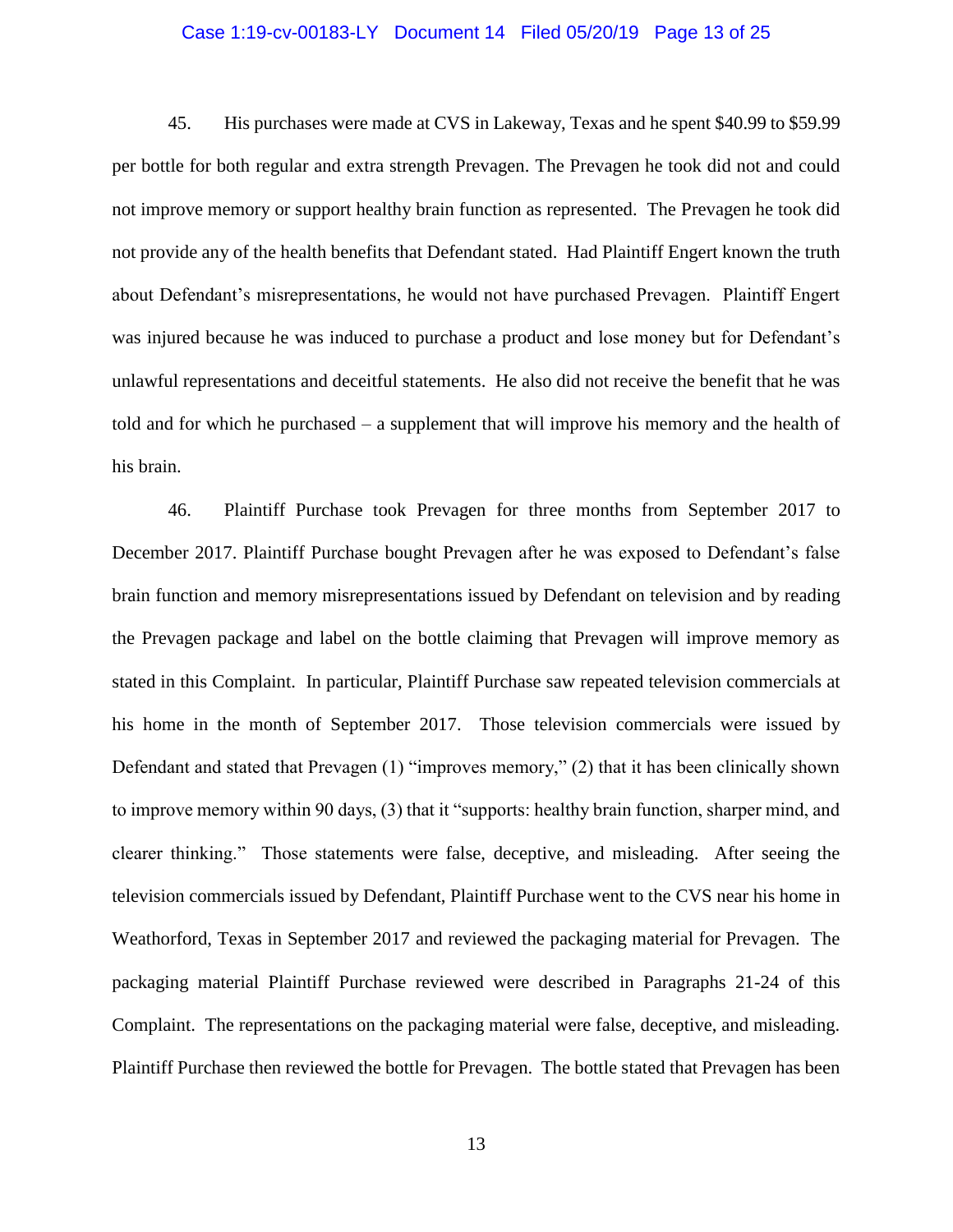45. His purchases were made at CVS in Lakeway, Texas and he spent $40.99 to $59.99 per bottle for both regular and extra strength Prevagen. The Prevagen he took did not and could not improve memory or support healthy brain function as represented. The Prevagen he took did not provide any of the health benefits that Defendant stated. Had Plaintiff Engert known the truth about Defendant's misrepresentations, he would not have purchased Prevagen. Plaintiff Engert was injured because he was induced to purchase a product and lose money but for Defendant's unlawful representations and deceitful statements. He also did not receive the benefit that he was told and for which he purchased – a supplement that will improve his memory and the health of his brain.

46. Plaintiff Purchase took Prevagen for three months from September 2017 to December 2017. Plaintiff Purchase bought Prevagen after he was exposed to Defendant's false brain function and memory misrepresentations issued by Defendant on television and by reading the Prevagen package and label on the bottle claiming that Prevagen will improve memory as stated in this Complaint. In particular, Plaintiff Purchase saw repeated television commercials at his home in the month of September 2017. Those television commercials were issued by Defendant and stated that Prevagen (1) "improves memory," (2) that it has been clinically shown to improve memory within 90 days, (3) that it "supports: healthy brain function, sharper mind, and clearer thinking." Those statements were false, deceptive, and misleading. After seeing the television commercials issued by Defendant, Plaintiff Purchase went to the CVS near his home in Weathorford, Texas in September 2017 and reviewed the packaging material for Prevagen. The packaging material Plaintiff Purchase reviewed were described in Paragraphs 21-24 of this Complaint. The representations on the packaging material were false, deceptive, and misleading. Plaintiff Purchase then reviewed the bottle for Prevagen. The bottle stated that Prevagen has been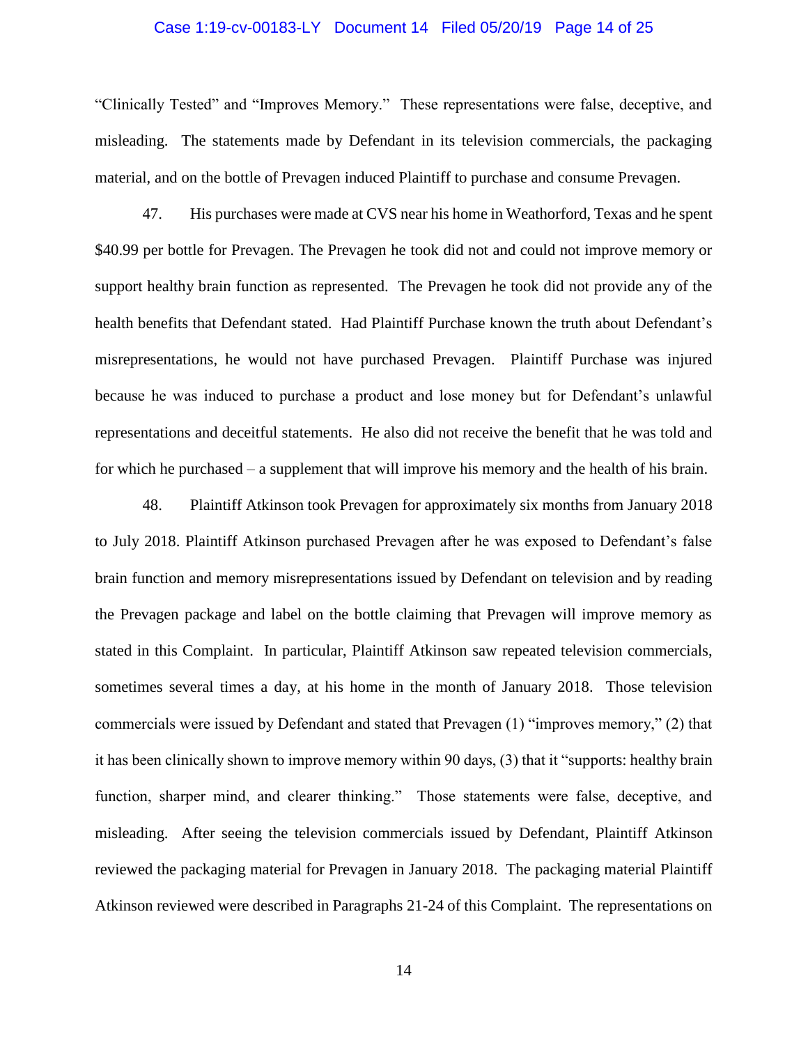"Clinically Tested" and "Improves Memory." These representations were false, deceptive, and misleading. The statements made by Defendant in its television commercials, the packaging material, and on the bottle of Prevagen induced Plaintiff to purchase and consume Prevagen.

47. His purchases were made at CVS near his home in Weathorford, Texas and he spent $40.99 per bottle for Prevagen. The Prevagen he took did not and could not improve memory or support healthy brain function as represented. The Prevagen he took did not provide any of the health benefits that Defendant stated. Had Plaintiff Purchase known the truth about Defendant's misrepresentations, he would not have purchased Prevagen. Plaintiff Purchase was injured because he was induced to purchase a product and lose money but for Defendant's unlawful representations and deceitful statements. He also did not receive the benefit that he was told and for which he purchased – a supplement that will improve his memory and the health of his brain.

48. Plaintiff Atkinson took Prevagen for approximately six months from January 2018 to July 2018. Plaintiff Atkinson purchased Prevagen after he was exposed to Defendant's false brain function and memory misrepresentations issued by Defendant on television and by reading the Prevagen package and label on the bottle claiming that Prevagen will improve memory as stated in this Complaint. In particular, Plaintiff Atkinson saw repeated television commercials, sometimes several times a day, at his home in the month of January 2018. Those television commercials were issued by Defendant and stated that Prevagen (1) "improves memory," (2) that it has been clinically shown to improve memory within 90 days, (3) that it "supports: healthy brain function, sharper mind, and clearer thinking." Those statements were false, deceptive, and misleading. After seeing the television commercials issued by Defendant, Plaintiff Atkinson reviewed the packaging material for Prevagen in January 2018. The packaging material Plaintiff Atkinson reviewed were described in Paragraphs 21-24 of this Complaint. The representations on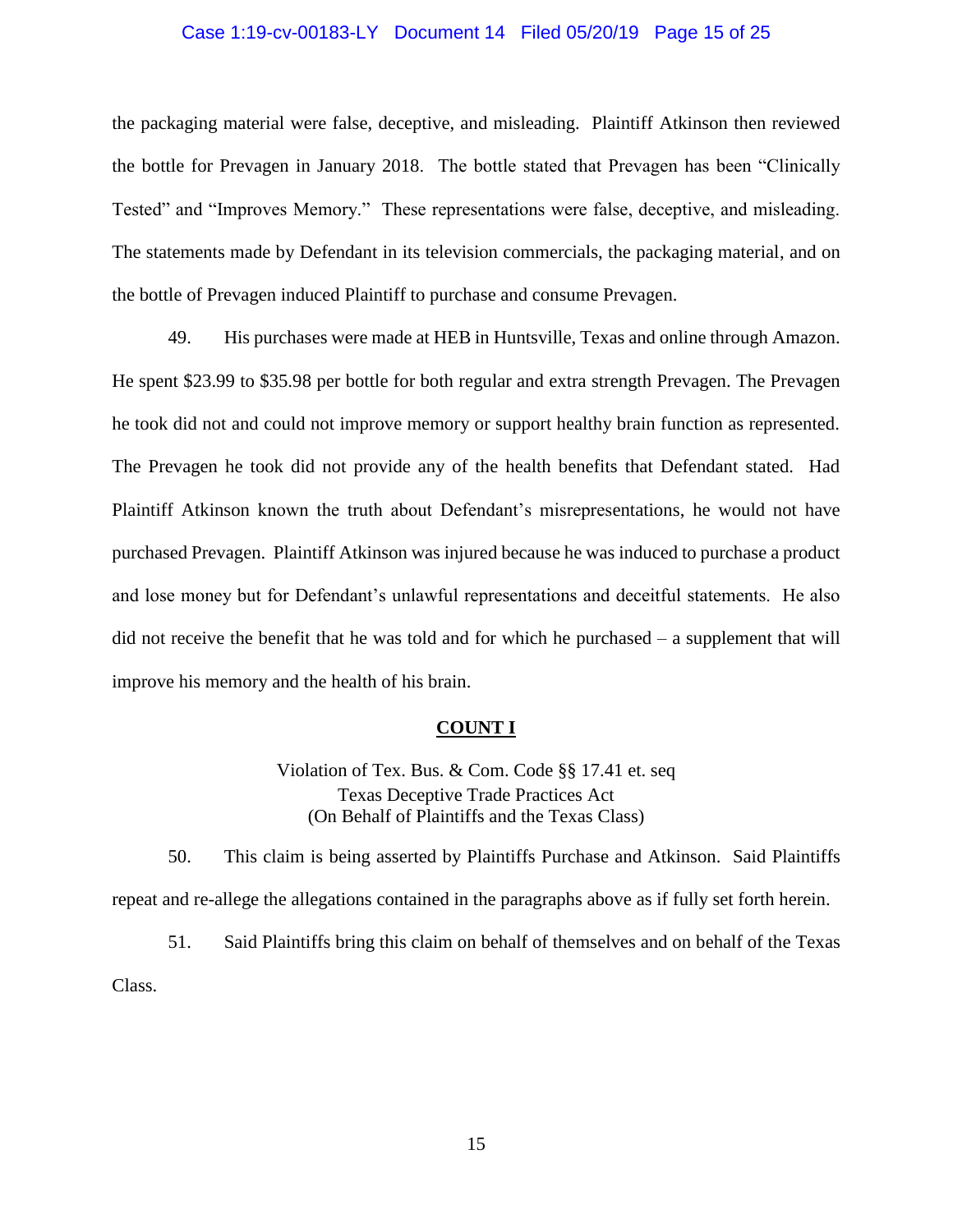the packaging material were false, deceptive, and misleading. Plaintiff Atkinson then reviewed the bottle for Prevagen in January 2018. The bottle stated that Prevagen has been "Clinically Tested" and "Improves Memory." These representations were false, deceptive, and misleading. The statements made by Defendant in its television commercials, the packaging material, and on the bottle of Prevagen induced Plaintiff to purchase and consume Prevagen.

49. His purchases were made at HEB in Huntsville, Texas and online through Amazon. He spent $23.99 to $35.98 per bottle for both regular and extra strength Prevagen. The Prevagen he took did not and could not improve memory or support healthy brain function as represented. The Prevagen he took did not provide any of the health benefits that Defendant stated. Had Plaintiff Atkinson known the truth about Defendant's misrepresentations, he would not have purchased Prevagen. Plaintiff Atkinson was injured because he was induced to purchase a product and lose money but for Defendant's unlawful representations and deceitful statements. He also did not receive the benefit that he was told and for which he purchased – a supplement that will improve his memory and the health of his brain.

## COUNT I

Violation of Tex. Bus. & Com. Code §§ 17.41 et. seq
Texas Deceptive Trade Practices Act
(On Behalf of Plaintiffs and the Texas Class)

50. This claim is being asserted by Plaintiffs Purchase and Atkinson. Said Plaintiffs repeat and re-allege the allegations contained in the paragraphs above as if fully set forth herein.

51. Said Plaintiffs bring this claim on behalf of themselves and on behalf of the Texas Class.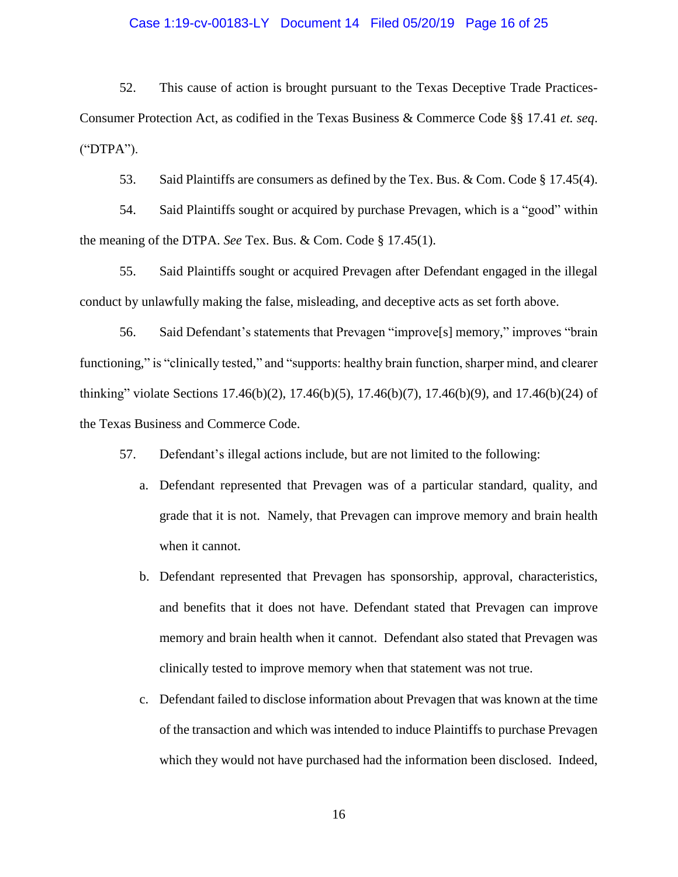52. This cause of action is brought pursuant to the Texas Deceptive Trade Practices-Consumer Protection Act, as codified in the Texas Business & Commerce Code §§ 17.41 *et. seq*. ("DTPA").

53. Said Plaintiffs are consumers as defined by the Tex. Bus. & Com. Code § 17.45(4).

54. Said Plaintiffs sought or acquired by purchase Prevagen, which is a "good" within the meaning of the DTPA. *See* Tex. Bus. & Com. Code § 17.45(1).

55. Said Plaintiffs sought or acquired Prevagen after Defendant engaged in the illegal conduct by unlawfully making the false, misleading, and deceptive acts as set forth above.

56. Said Defendant's statements that Prevagen "improve[s] memory," improves "brain functioning," is "clinically tested," and "supports: healthy brain function, sharper mind, and clearer thinking" violate Sections 17.46(b)(2), 17.46(b)(5), 17.46(b)(7), 17.46(b)(9), and 17.46(b)(24) of the Texas Business and Commerce Code.

57. Defendant's illegal actions include, but are not limited to the following:

a. Defendant represented that Prevagen was of a particular standard, quality, and grade that it is not. Namely, that Prevagen can improve memory and brain health when it cannot.

b. Defendant represented that Prevagen has sponsorship, approval, characteristics, and benefits that it does not have. Defendant stated that Prevagen can improve memory and brain health when it cannot. Defendant also stated that Prevagen was clinically tested to improve memory when that statement was not true.

c. Defendant failed to disclose information about Prevagen that was known at the time of the transaction and which was intended to induce Plaintiffs to purchase Prevagen which they would not have purchased had the information been disclosed. Indeed,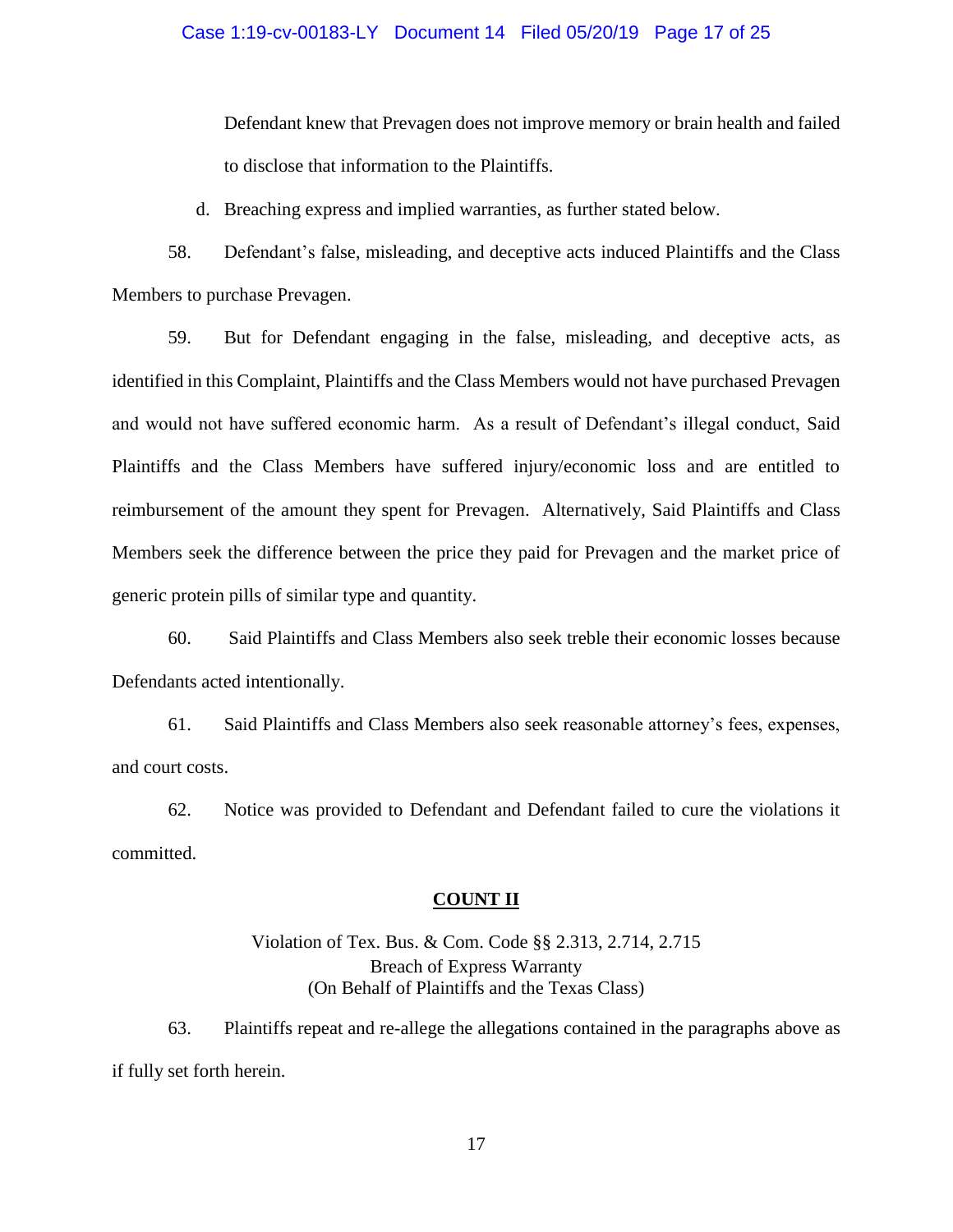Defendant knew that Prevagen does not improve memory or brain health and failed to disclose that information to the Plaintiffs.

d. Breaching express and implied warranties, as further stated below.

58. Defendant's false, misleading, and deceptive acts induced Plaintiffs and the Class Members to purchase Prevagen.

59. But for Defendant engaging in the false, misleading, and deceptive acts, as identified in this Complaint, Plaintiffs and the Class Members would not have purchased Prevagen and would not have suffered economic harm. As a result of Defendant's illegal conduct, Said Plaintiffs and the Class Members have suffered injury/economic loss and are entitled to reimbursement of the amount they spent for Prevagen. Alternatively, Said Plaintiffs and Class Members seek the difference between the price they paid for Prevagen and the market price of generic protein pills of similar type and quantity.

60. Said Plaintiffs and Class Members also seek treble their economic losses because Defendants acted intentionally.

61. Said Plaintiffs and Class Members also seek reasonable attorney's fees, expenses, and court costs.

62. Notice was provided to Defendant and Defendant failed to cure the violations it committed.

## COUNT II

Violation of Tex. Bus. & Com. Code §§ 2.313, 2.714, 2.715
Breach of Express Warranty
(On Behalf of Plaintiffs and the Texas Class)

63. Plaintiffs repeat and re-allege the allegations contained in the paragraphs above as if fully set forth herein.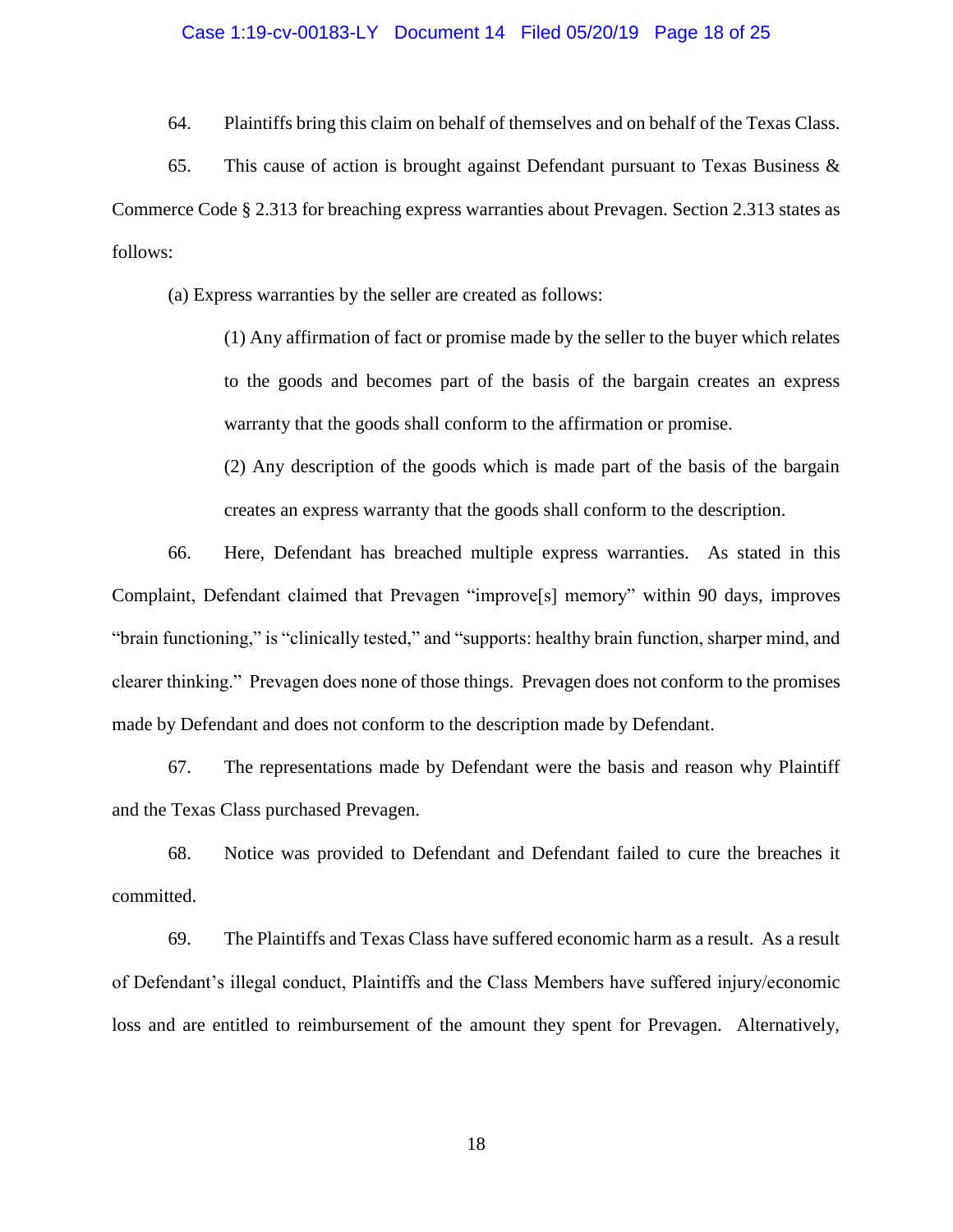64. Plaintiffs bring this claim on behalf of themselves and on behalf of the Texas Class.

65. This cause of action is brought against Defendant pursuant to Texas Business & Commerce Code § 2.313 for breaching express warranties about Prevagen. Section 2.313 states as follows:

(a) Express warranties by the seller are created as follows:

> (1) Any affirmation of fact or promise made by the seller to the buyer which relates to the goods and becomes part of the basis of the bargain creates an express warranty that the goods shall conform to the affirmation or promise.
>
> (2) Any description of the goods which is made part of the basis of the bargain creates an express warranty that the goods shall conform to the description.

66. Here, Defendant has breached multiple express warranties. As stated in this Complaint, Defendant claimed that Prevagen "improve[s] memory" within 90 days, improves "brain functioning," is "clinically tested," and "supports: healthy brain function, sharper mind, and clearer thinking." Prevagen does none of those things. Prevagen does not conform to the promises made by Defendant and does not conform to the description made by Defendant.

67. The representations made by Defendant were the basis and reason why Plaintiff and the Texas Class purchased Prevagen.

68. Notice was provided to Defendant and Defendant failed to cure the breaches it committed.

69. The Plaintiffs and Texas Class have suffered economic harm as a result. As a result of Defendant's illegal conduct, Plaintiffs and the Class Members have suffered injury/economic loss and are entitled to reimbursement of the amount they spent for Prevagen. Alternatively,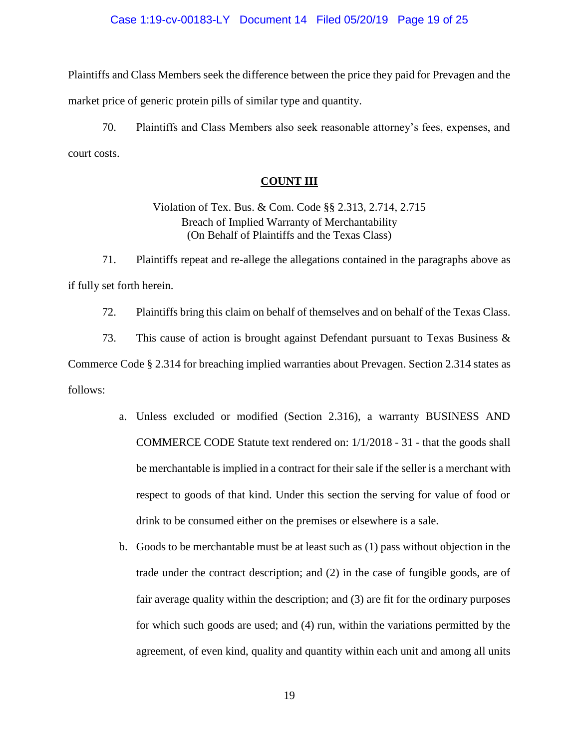Plaintiffs and Class Members seek the difference between the price they paid for Prevagen and the market price of generic protein pills of similar type and quantity.

70. Plaintiffs and Class Members also seek reasonable attorney's fees, expenses, and court costs.

**COUNT III**

Violation of Tex. Bus. & Com. Code §§ 2.313, 2.714, 2.715
Breach of Implied Warranty of Merchantability
(On Behalf of Plaintiffs and the Texas Class)

71. Plaintiffs repeat and re-allege the allegations contained in the paragraphs above as if fully set forth herein.

72. Plaintiffs bring this claim on behalf of themselves and on behalf of the Texas Class.

73. This cause of action is brought against Defendant pursuant to Texas Business & Commerce Code § 2.314 for breaching implied warranties about Prevagen. Section 2.314 states as follows:

a. Unless excluded or modified (Section 2.316), a warranty BUSINESS AND COMMERCE CODE Statute text rendered on: 1/1/2018 - 31 - that the goods shall be merchantable is implied in a contract for their sale if the seller is a merchant with respect to goods of that kind. Under this section the serving for value of food or drink to be consumed either on the premises or elsewhere is a sale.

b. Goods to be merchantable must be at least such as (1) pass without objection in the trade under the contract description; and (2) in the case of fungible goods, are of fair average quality within the description; and (3) are fit for the ordinary purposes for which such goods are used; and (4) run, within the variations permitted by the agreement, of even kind, quality and quantity within each unit and among all units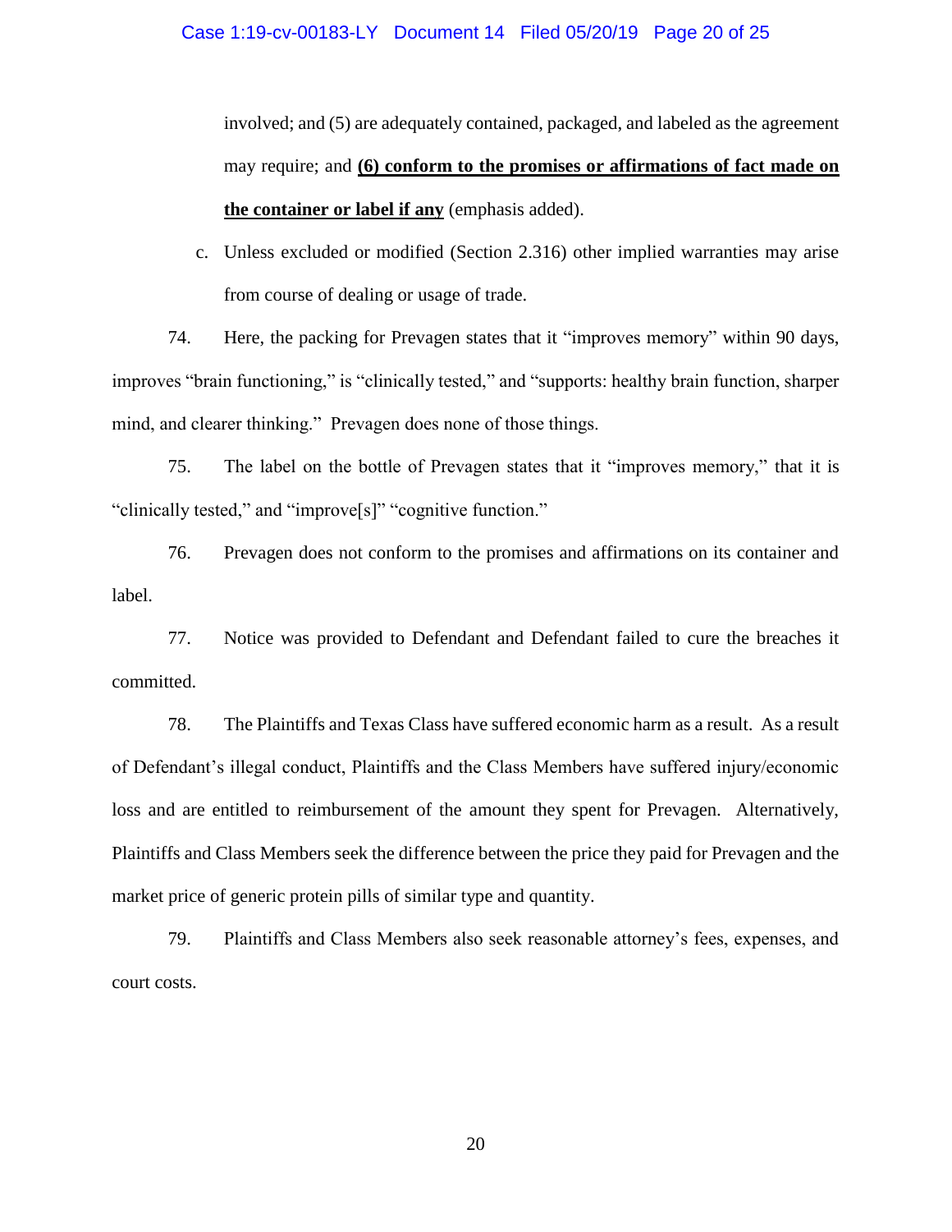involved; and (5) are adequately contained, packaged, and labeled as the agreement may require; and **<u>(6) conform to the promises or affirmations of fact made on the container or label if any</u>** (emphasis added).

c. Unless excluded or modified (Section 2.316) other implied warranties may arise from course of dealing or usage of trade.

74. Here, the packing for Prevagen states that it "improves memory" within 90 days, improves "brain functioning," is "clinically tested," and "supports: healthy brain function, sharper mind, and clearer thinking." Prevagen does none of those things.

75. The label on the bottle of Prevagen states that it "improves memory," that it is "clinically tested," and "improve[s]" "cognitive function."

76. Prevagen does not conform to the promises and affirmations on its container and label.

77. Notice was provided to Defendant and Defendant failed to cure the breaches it committed.

78. The Plaintiffs and Texas Class have suffered economic harm as a result. As a result of Defendant's illegal conduct, Plaintiffs and the Class Members have suffered injury/economic loss and are entitled to reimbursement of the amount they spent for Prevagen. Alternatively, Plaintiffs and Class Members seek the difference between the price they paid for Prevagen and the market price of generic protein pills of similar type and quantity.

79. Plaintiffs and Class Members also seek reasonable attorney's fees, expenses, and court costs.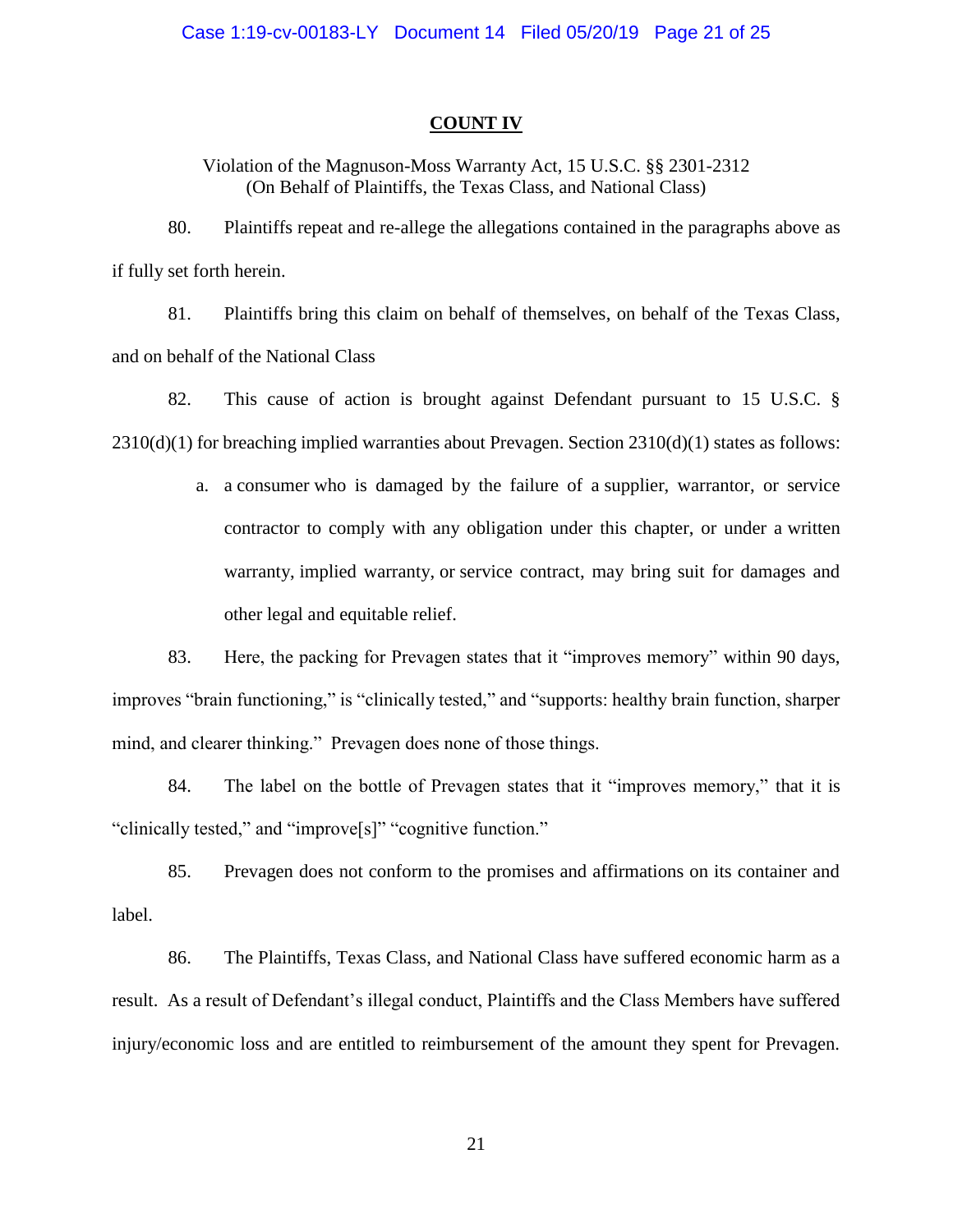## COUNT IV

Violation of the Magnuson-Moss Warranty Act, 15 U.S.C. §§ 2301-2312
(On Behalf of Plaintiffs, the Texas Class, and National Class)

80. Plaintiffs repeat and re-allege the allegations contained in the paragraphs above as if fully set forth herein.

81. Plaintiffs bring this claim on behalf of themselves, on behalf of the Texas Class, and on behalf of the National Class

82. This cause of action is brought against Defendant pursuant to 15 U.S.C. § 2310(d)(1) for breaching implied warranties about Prevagen. Section 2310(d)(1) states as follows:

a. a consumer who is damaged by the failure of a supplier, warrantor, or service contractor to comply with any obligation under this chapter, or under a written warranty, implied warranty, or service contract, may bring suit for damages and other legal and equitable relief.

83. Here, the packing for Prevagen states that it "improves memory" within 90 days, improves "brain functioning," is "clinically tested," and "supports: healthy brain function, sharper mind, and clearer thinking." Prevagen does none of those things.

84. The label on the bottle of Prevagen states that it "improves memory," that it is "clinically tested," and "improve[s]" "cognitive function."

85. Prevagen does not conform to the promises and affirmations on its container and label.

86. The Plaintiffs, Texas Class, and National Class have suffered economic harm as a result. As a result of Defendant's illegal conduct, Plaintiffs and the Class Members have suffered injury/economic loss and are entitled to reimbursement of the amount they spent for Prevagen.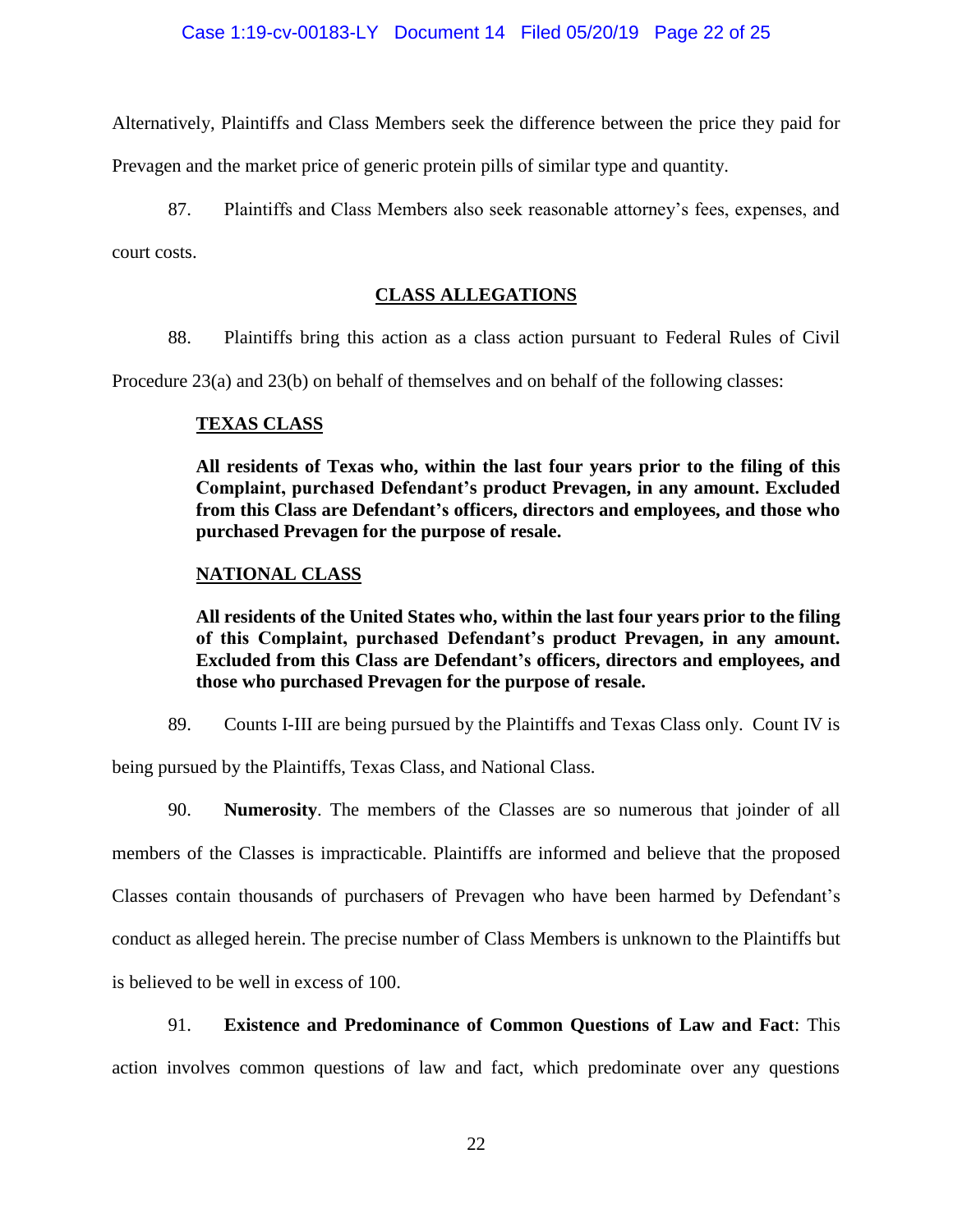Alternatively, Plaintiffs and Class Members seek the difference between the price they paid for Prevagen and the market price of generic protein pills of similar type and quantity.

87. Plaintiffs and Class Members also seek reasonable attorney's fees, expenses, and court costs.

## CLASS ALLEGATIONS

88. Plaintiffs bring this action as a class action pursuant to Federal Rules of Civil Procedure 23(a) and 23(b) on behalf of themselves and on behalf of the following classes:

> **TEXAS CLASS**
>
> **All residents of Texas who, within the last four years prior to the filing of this Complaint, purchased Defendant's product Prevagen, in any amount. Excluded from this Class are Defendant's officers, directors and employees, and those who purchased Prevagen for the purpose of resale.**
>
> **NATIONAL CLASS**
>
> **All residents of the United States who, within the last four years prior to the filing of this Complaint, purchased Defendant's product Prevagen, in any amount. Excluded from this Class are Defendant's officers, directors and employees, and those who purchased Prevagen for the purpose of resale.**

89. Counts I-III are being pursued by the Plaintiffs and Texas Class only. Count IV is being pursued by the Plaintiffs, Texas Class, and National Class.

90. **Numerosity**. The members of the Classes are so numerous that joinder of all members of the Classes is impracticable. Plaintiffs are informed and believe that the proposed Classes contain thousands of purchasers of Prevagen who have been harmed by Defendant's conduct as alleged herein. The precise number of Class Members is unknown to the Plaintiffs but is believed to be well in excess of 100.

91. **Existence and Predominance of Common Questions of Law and Fact**: This action involves common questions of law and fact, which predominate over any questions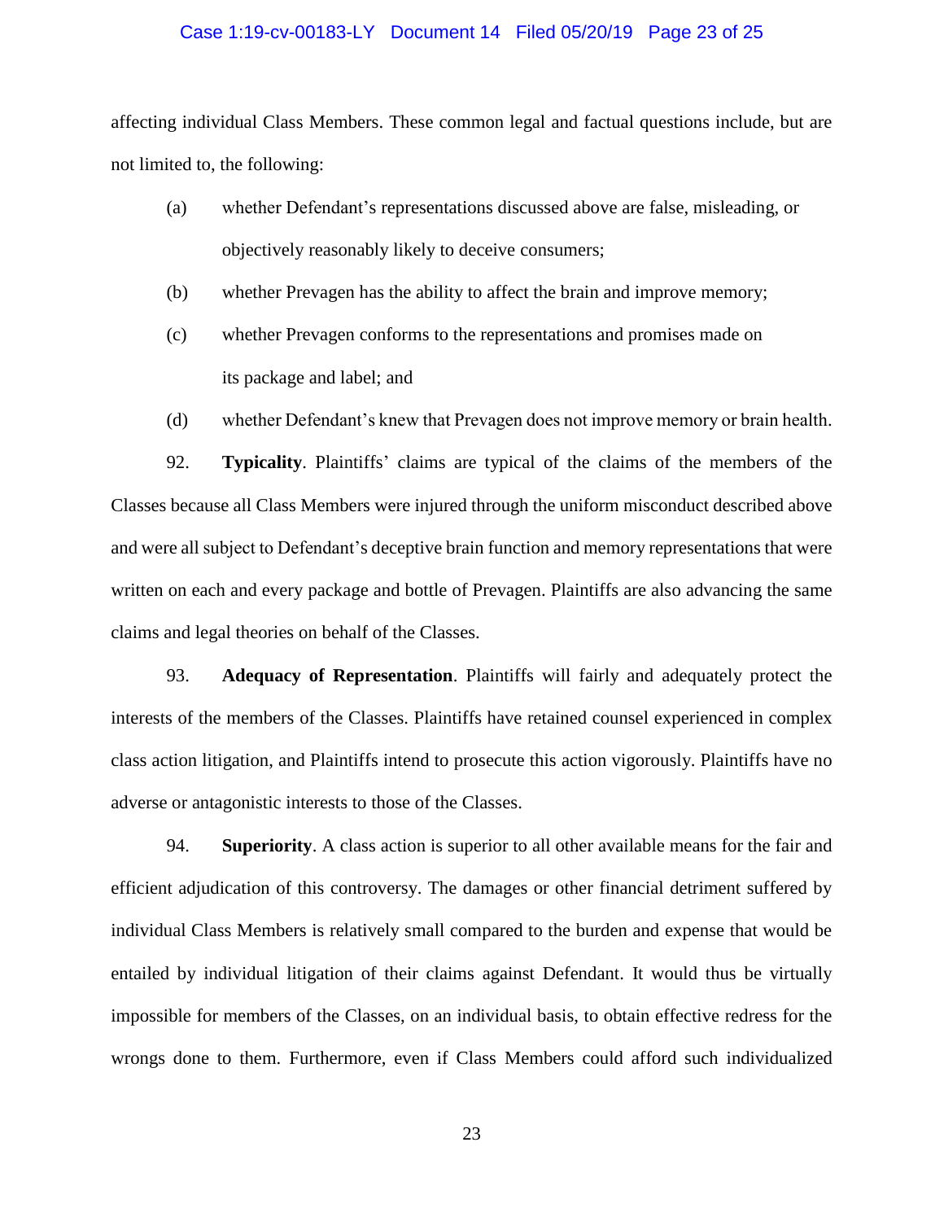affecting individual Class Members. These common legal and factual questions include, but are not limited to, the following:

(a) whether Defendant's representations discussed above are false, misleading, or objectively reasonably likely to deceive consumers;

(b) whether Prevagen has the ability to affect the brain and improve memory;

(c) whether Prevagen conforms to the representations and promises made on its package and label; and

(d) whether Defendant's knew that Prevagen does not improve memory or brain health.

92. **Typicality**. Plaintiffs' claims are typical of the claims of the members of the Classes because all Class Members were injured through the uniform misconduct described above and were all subject to Defendant's deceptive brain function and memory representations that were written on each and every package and bottle of Prevagen. Plaintiffs are also advancing the same claims and legal theories on behalf of the Classes.

93. **Adequacy of Representation**. Plaintiffs will fairly and adequately protect the interests of the members of the Classes. Plaintiffs have retained counsel experienced in complex class action litigation, and Plaintiffs intend to prosecute this action vigorously. Plaintiffs have no adverse or antagonistic interests to those of the Classes.

94. **Superiority**. A class action is superior to all other available means for the fair and efficient adjudication of this controversy. The damages or other financial detriment suffered by individual Class Members is relatively small compared to the burden and expense that would be entailed by individual litigation of their claims against Defendant. It would thus be virtually impossible for members of the Classes, on an individual basis, to obtain effective redress for the wrongs done to them. Furthermore, even if Class Members could afford such individualized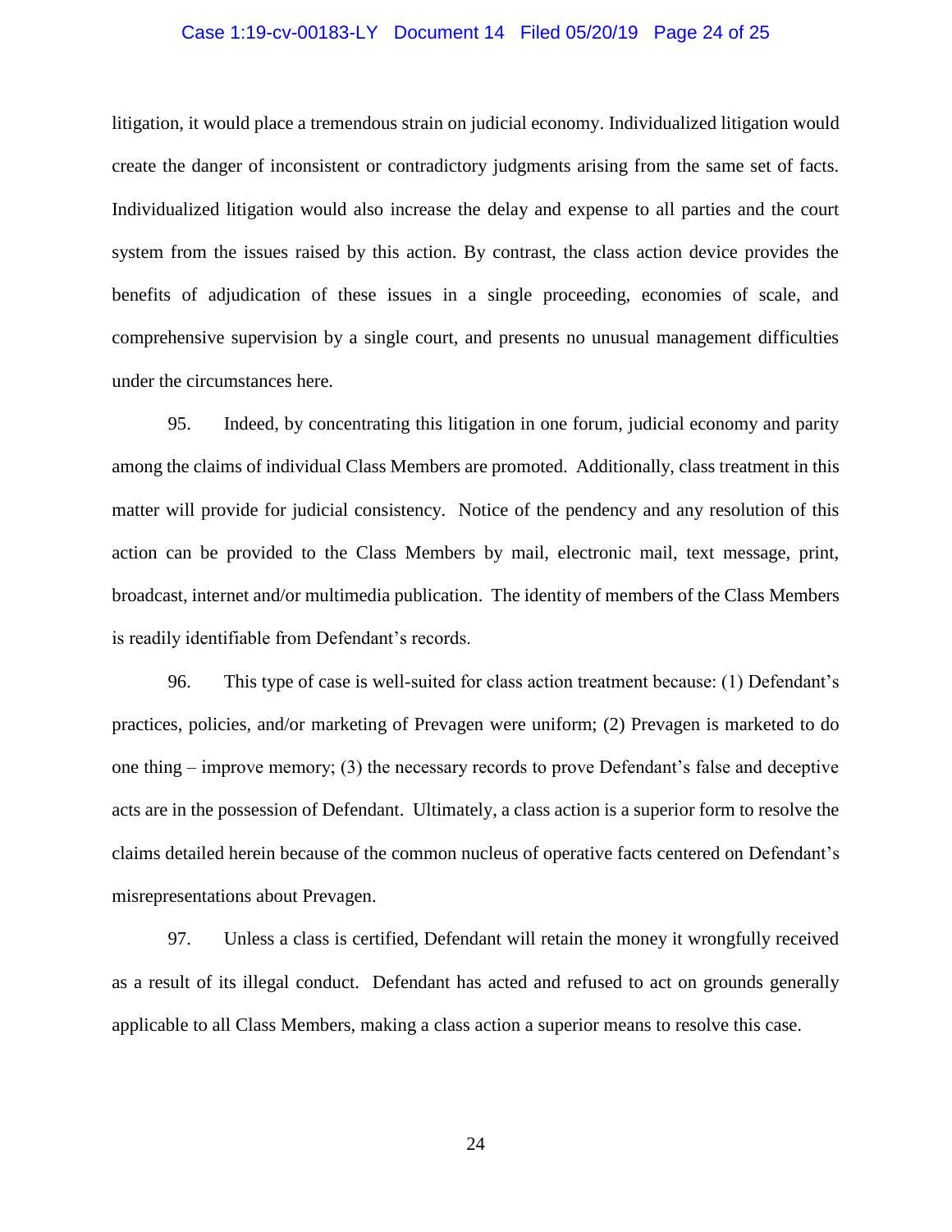litigation, it would place a tremendous strain on judicial economy. Individualized litigation would create the danger of inconsistent or contradictory judgments arising from the same set of facts. Individualized litigation would also increase the delay and expense to all parties and the court system from the issues raised by this action. By contrast, the class action device provides the benefits of adjudication of these issues in a single proceeding, economies of scale, and comprehensive supervision by a single court, and presents no unusual management difficulties under the circumstances here.

95. Indeed, by concentrating this litigation in one forum, judicial economy and parity among the claims of individual Class Members are promoted. Additionally, class treatment in this matter will provide for judicial consistency. Notice of the pendency and any resolution of this action can be provided to the Class Members by mail, electronic mail, text message, print, broadcast, internet and/or multimedia publication. The identity of members of the Class Members is readily identifiable from Defendant's records.

96. This type of case is well-suited for class action treatment because: (1) Defendant's practices, policies, and/or marketing of Prevagen were uniform; (2) Prevagen is marketed to do one thing – improve memory; (3) the necessary records to prove Defendant's false and deceptive acts are in the possession of Defendant. Ultimately, a class action is a superior form to resolve the claims detailed herein because of the common nucleus of operative facts centered on Defendant's misrepresentations about Prevagen.

97. Unless a class is certified, Defendant will retain the money it wrongfully received as a result of its illegal conduct. Defendant has acted and refused to act on grounds generally applicable to all Class Members, making a class action a superior means to resolve this case.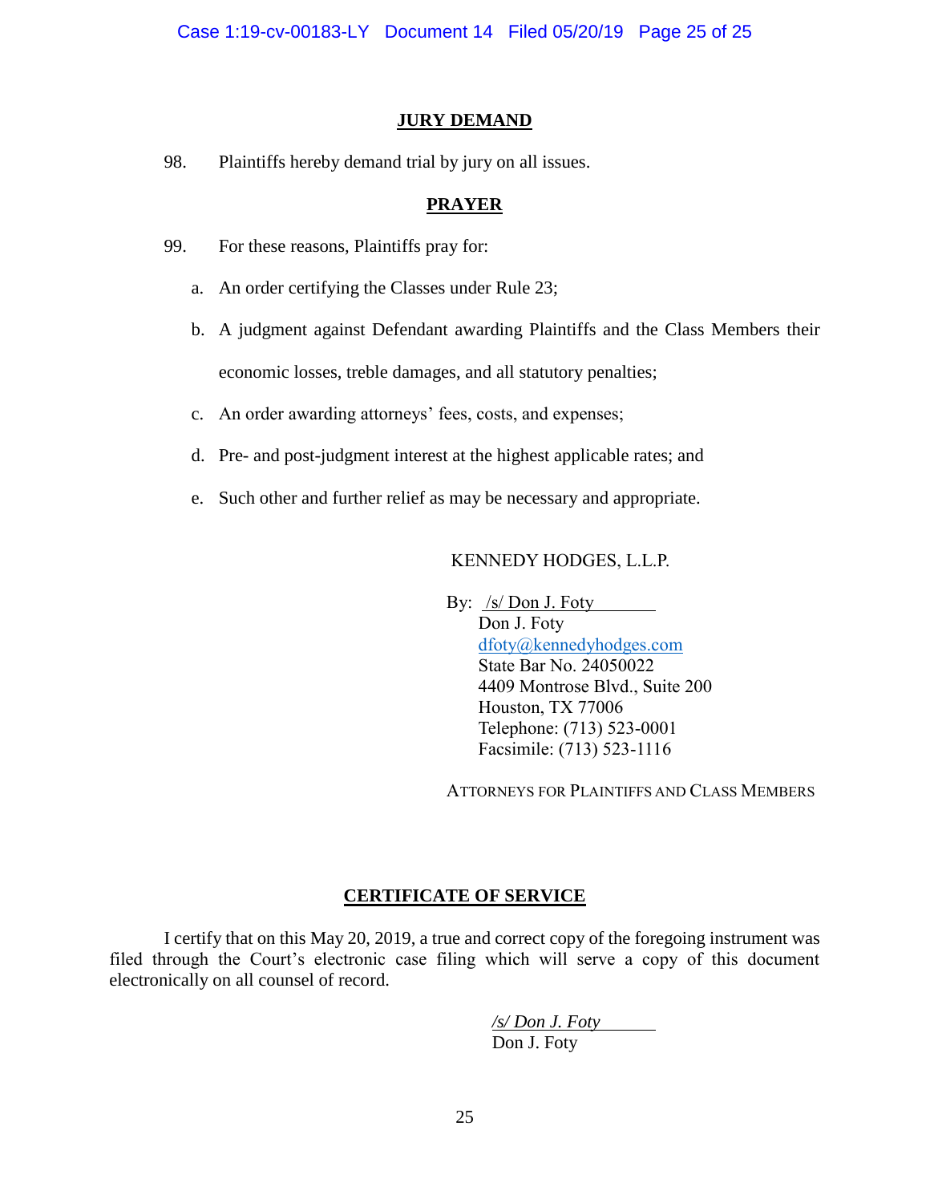## JURY DEMAND

98. Plaintiffs hereby demand trial by jury on all issues.

## PRAYER

99. For these reasons, Plaintiffs pray for:

a. An order certifying the Classes under Rule 23;

b. A judgment against Defendant awarding Plaintiffs and the Class Members their economic losses, treble damages, and all statutory penalties;

c. An order awarding attorneys' fees, costs, and expenses;

d. Pre- and post-judgment interest at the highest applicable rates; and

e. Such other and further relief as may be necessary and appropriate.

KENNEDY HODGES, L.L.P.

By: /s/ Don J. Foty
Don J. Foty
dfoty@kennedyhodges.com
State Bar No. 24050022
4409 Montrose Blvd., Suite 200
Houston, TX 77006
Telephone: (713) 523-0001
Facsimile: (713) 523-1116

ATTORNEYS FOR PLAINTIFFS AND CLASS MEMBERS

## CERTIFICATE OF SERVICE

I certify that on this May 20, 2019, a true and correct copy of the foregoing instrument was filed through the Court's electronic case filing which will serve a copy of this document electronically on all counsel of record.

*/s/ Don J. Foty*
Don J. Foty